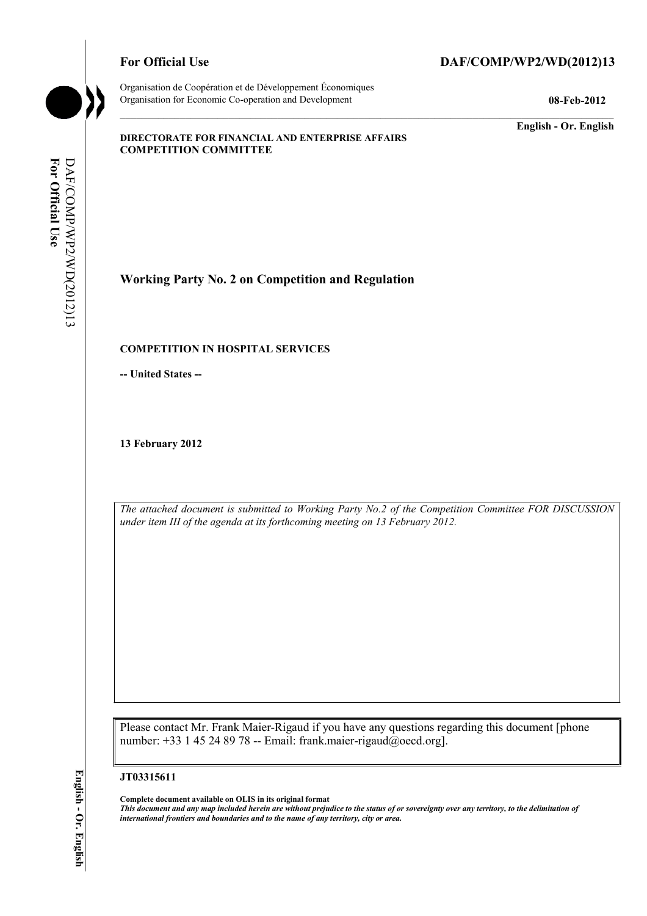**For Official Use** **DAF/COMP/WP2/WD(2012)13**

Organisation de Coopération et de Développement Économiques
Organisation for Economic Co-operation and Development **08-Feb-2012**

**English - Or. English**

**DIRECTORATE FOR FINANCIAL AND ENTERPRISE AFFAIRS**
**COMPETITION COMMITTEE**

# Working Party No. 2 on Competition and Regulation

## COMPETITION IN HOSPITAL SERVICES

**-- United States --**

**13 February 2012**

*The attached document is submitted to Working Party No.2 of the Competition Committee FOR DISCUSSION under item III of the agenda at its forthcoming meeting on 13 February 2012.*

Please contact Mr. Frank Maier-Rigaud if you have any questions regarding this document [phone number: +33 1 45 24 89 78 -- Email: frank.maier-rigaud@oecd.org].

**JT03315611**

**Complete document available on OLIS in its original format**
***This document and any map included herein are without prejudice to the status of or sovereignty over any territory, to the delimitation of international frontiers and boundaries and to the name of any territory, city or area.***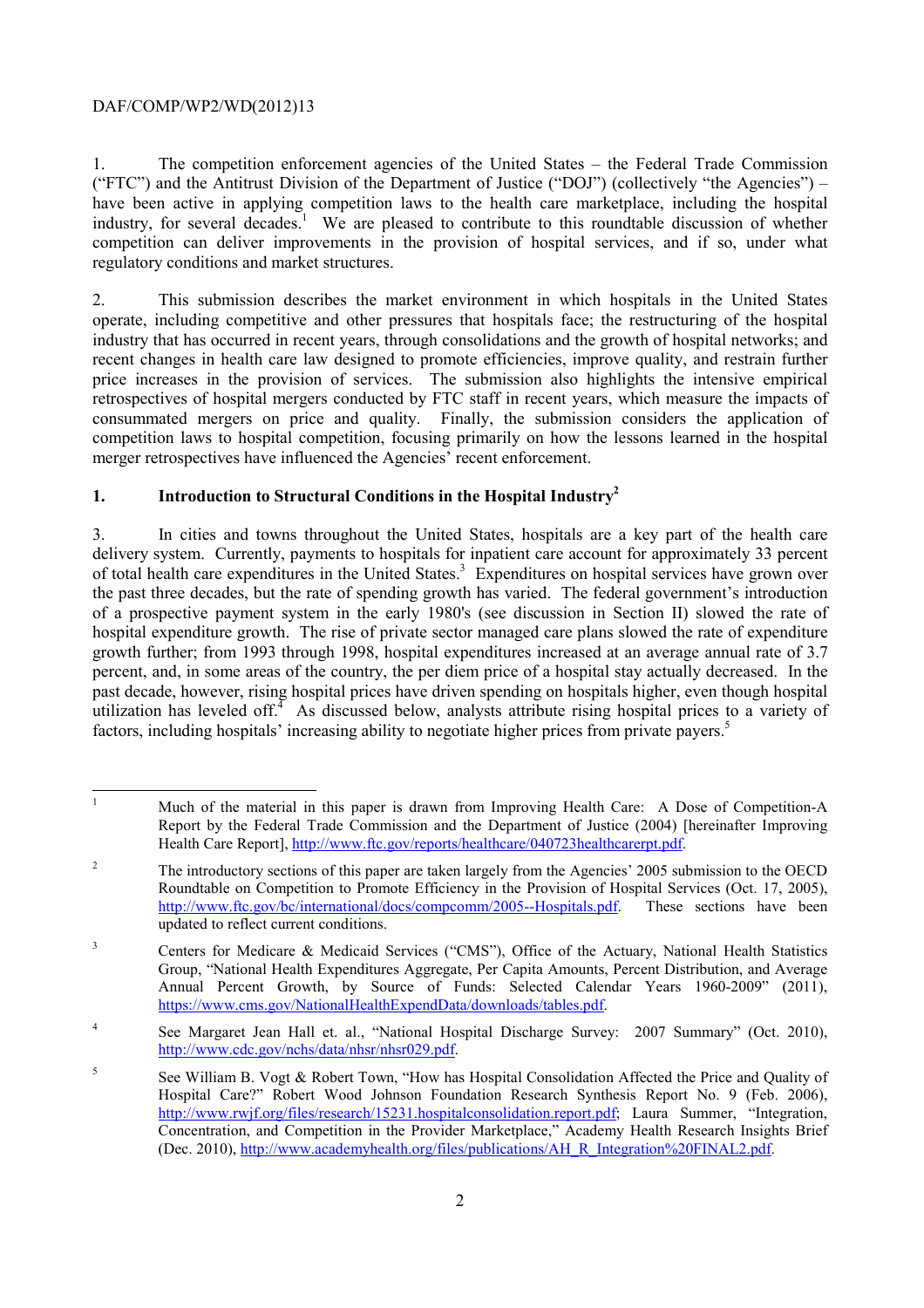1. The competition enforcement agencies of the United States – the Federal Trade Commission ("FTC") and the Antitrust Division of the Department of Justice ("DOJ") (collectively "the Agencies") – have been active in applying competition laws to the health care marketplace, including the hospital industry, for several decades.[1] We are pleased to contribute to this roundtable discussion of whether competition can deliver improvements in the provision of hospital services, and if so, under what regulatory conditions and market structures.

2. This submission describes the market environment in which hospitals in the United States operate, including competitive and other pressures that hospitals face; the restructuring of the hospital industry that has occurred in recent years, through consolidations and the growth of hospital networks; and recent changes in health care law designed to promote efficiencies, improve quality, and restrain further price increases in the provision of services. The submission also highlights the intensive empirical retrospectives of hospital mergers conducted by FTC staff in recent years, which measure the impacts of consummated mergers on price and quality. Finally, the submission considers the application of competition laws to hospital competition, focusing primarily on how the lessons learned in the hospital merger retrospectives have influenced the Agencies' recent enforcement.

## 1. Introduction to Structural Conditions in the Hospital Industry[2]

3. In cities and towns throughout the United States, hospitals are a key part of the health care delivery system. Currently, payments to hospitals for inpatient care account for approximately 33 percent of total health care expenditures in the United States.[3] Expenditures on hospital services have grown over the past three decades, but the rate of spending growth has varied. The federal government's introduction of a prospective payment system in the early 1980's (see discussion in Section II) slowed the rate of hospital expenditure growth. The rise of private sector managed care plans slowed the rate of expenditure growth further; from 1993 through 1998, hospital expenditures increased at an average annual rate of 3.7 percent, and, in some areas of the country, the per diem price of a hospital stay actually decreased. In the past decade, however, rising hospital prices have driven spending on hospitals higher, even though hospital utilization has leveled off.[4] As discussed below, analysts attribute rising hospital prices to a variety of factors, including hospitals' increasing ability to negotiate higher prices from private payers.[5]

---

[1] Much of the material in this paper is drawn from Improving Health Care: A Dose of Competition-A Report by the Federal Trade Commission and the Department of Justice (2004) [hereinafter Improving Health Care Report], http://www.ftc.gov/reports/healthcare/040723healthcarerpt.pdf.

[2] The introductory sections of this paper are taken largely from the Agencies' 2005 submission to the OECD Roundtable on Competition to Promote Efficiency in the Provision of Hospital Services (Oct. 17, 2005), http://www.ftc.gov/bc/international/docs/compcomm/2005--Hospitals.pdf. These sections have been updated to reflect current conditions.

[3] Centers for Medicare & Medicaid Services ("CMS"), Office of the Actuary, National Health Statistics Group, "National Health Expenditures Aggregate, Per Capita Amounts, Percent Distribution, and Average Annual Percent Growth, by Source of Funds: Selected Calendar Years 1960-2009" (2011), https://www.cms.gov/NationalHealthExpendData/downloads/tables.pdf.

[4] See Margaret Jean Hall et. al., "National Hospital Discharge Survey: 2007 Summary" (Oct. 2010), http://www.cdc.gov/nchs/data/nhsr/nhsr029.pdf.

[5] See William B. Vogt & Robert Town, "How has Hospital Consolidation Affected the Price and Quality of Hospital Care?" Robert Wood Johnson Foundation Research Synthesis Report No. 9 (Feb. 2006), http://www.rwjf.org/files/research/15231.hospitalconsolidation.report.pdf; Laura Summer, "Integration, Concentration, and Competition in the Provider Marketplace," Academy Health Research Insights Brief (Dec. 2010), http://www.academyhealth.org/files/publications/AH_R_Integration%20FINAL2.pdf.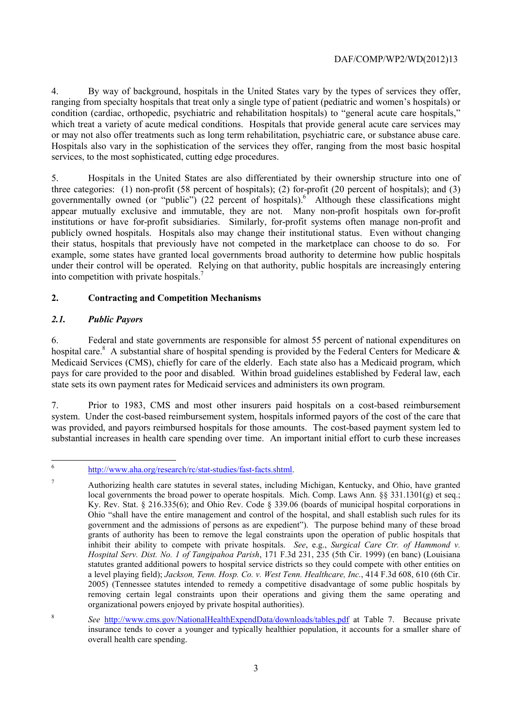4. By way of background, hospitals in the United States vary by the types of services they offer, ranging from specialty hospitals that treat only a single type of patient (pediatric and women's hospitals) or condition (cardiac, orthopedic, psychiatric and rehabilitation hospitals) to "general acute care hospitals," which treat a variety of acute medical conditions. Hospitals that provide general acute care services may or may not also offer treatments such as long term rehabilitation, psychiatric care, or substance abuse care. Hospitals also vary in the sophistication of the services they offer, ranging from the most basic hospital services, to the most sophisticated, cutting edge procedures.

5. Hospitals in the United States are also differentiated by their ownership structure into one of three categories: (1) non-profit (58 percent of hospitals); (2) for-profit (20 percent of hospitals); and (3) governmentally owned (or "public") (22 percent of hospitals).[6] Although these classifications might appear mutually exclusive and immutable, they are not. Many non-profit hospitals own for-profit institutions or have for-profit subsidiaries. Similarly, for-profit systems often manage non-profit and publicly owned hospitals. Hospitals also may change their institutional status. Even without changing their status, hospitals that previously have not competed in the marketplace can choose to do so. For example, some states have granted local governments broad authority to determine how public hospitals under their control will be operated. Relying on that authority, public hospitals are increasingly entering into competition with private hospitals.[7]

## 2. Contracting and Competition Mechanisms

### *2.1. Public Payors*

6. Federal and state governments are responsible for almost 55 percent of national expenditures on hospital care.[8] A substantial share of hospital spending is provided by the Federal Centers for Medicare & Medicaid Services (CMS), chiefly for care of the elderly. Each state also has a Medicaid program, which pays for care provided to the poor and disabled. Within broad guidelines established by Federal law, each state sets its own payment rates for Medicaid services and administers its own program.

7. Prior to 1983, CMS and most other insurers paid hospitals on a cost-based reimbursement system. Under the cost-based reimbursement system, hospitals informed payors of the cost of the care that was provided, and payors reimbursed hospitals for those amounts. The cost-based payment system led to substantial increases in health care spending over time. An important initial effort to curb these increases

---

[6] http://www.aha.org/research/rc/stat-studies/fast-facts.shtml.

[7] Authorizing health care statutes in several states, including Michigan, Kentucky, and Ohio, have granted local governments the broad power to operate hospitals. Mich. Comp. Laws Ann. §§ 331.1301(g) et seq.; Ky. Rev. Stat. § 216.335(6); and Ohio Rev. Code § 339.06 (boards of municipal hospital corporations in Ohio "shall have the entire management and control of the hospital, and shall establish such rules for its government and the admissions of persons as are expedient"). The purpose behind many of these broad grants of authority has been to remove the legal constraints upon the operation of public hospitals that inhibit their ability to compete with private hospitals. *See*, e.g., *Surgical Care Ctr. of Hammond v. Hospital Serv. Dist. No. 1 of Tangipahoa Parish*, 171 F.3d 231, 235 (5th Cir. 1999) (en banc) (Louisiana statutes granted additional powers to hospital service districts so they could compete with other entities on a level playing field); *Jackson, Tenn. Hosp. Co. v. West Tenn. Healthcare, Inc.*, 414 F.3d 608, 610 (6th Cir. 2005) (Tennessee statutes intended to remedy a competitive disadvantage of some public hospitals by removing certain legal constraints upon their operations and giving them the same operating and organizational powers enjoyed by private hospital authorities).

[8] *See* http://www.cms.gov/NationalHealthExpendData/downloads/tables.pdf at Table 7. Because private insurance tends to cover a younger and typically healthier population, it accounts for a smaller share of overall health care spending.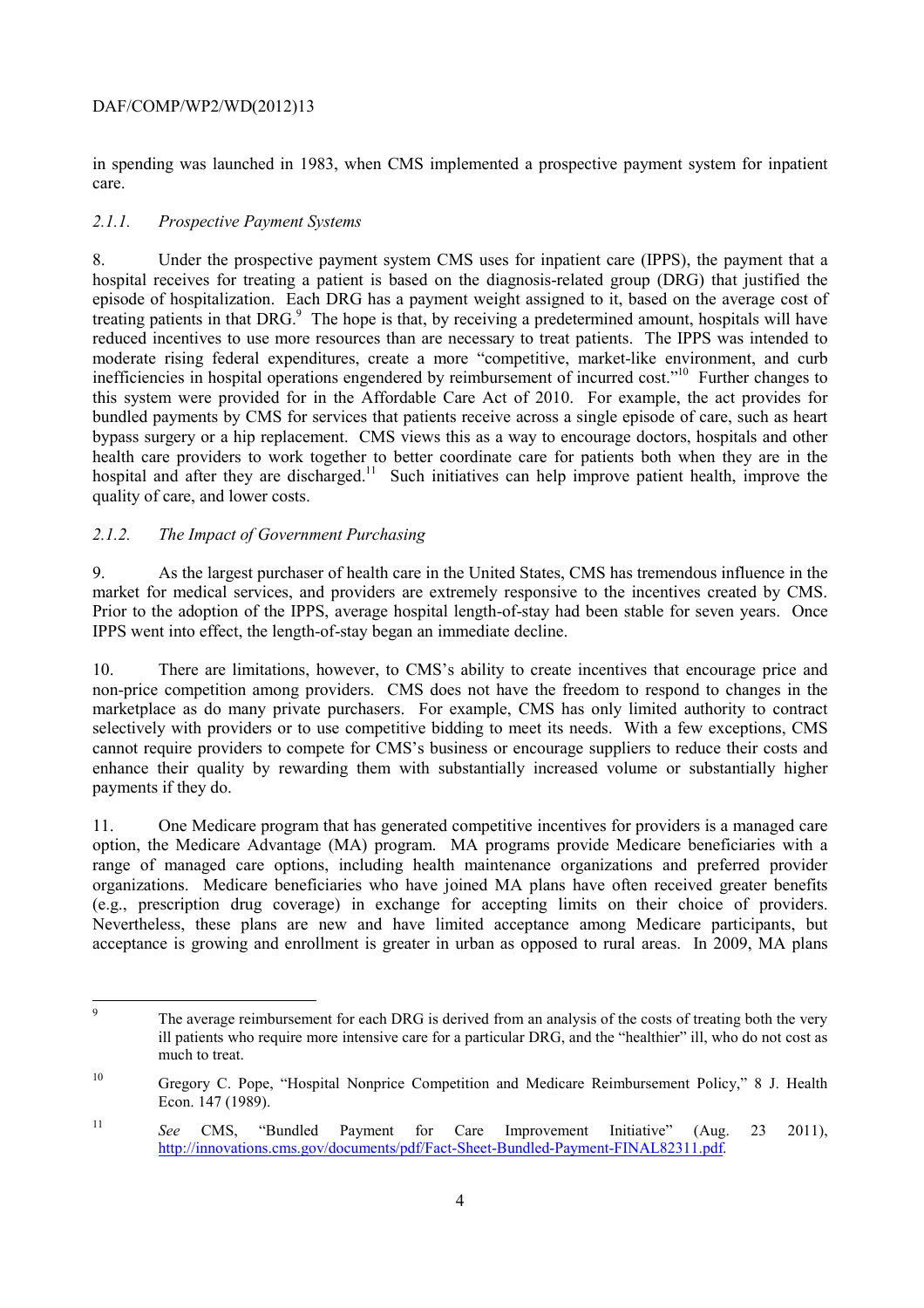in spending was launched in 1983, when CMS implemented a prospective payment system for inpatient care.

### *2.1.1. Prospective Payment Systems*

8. Under the prospective payment system CMS uses for inpatient care (IPPS), the payment that a hospital receives for treating a patient is based on the diagnosis-related group (DRG) that justified the episode of hospitalization. Each DRG has a payment weight assigned to it, based on the average cost of treating patients in that DRG.[9] The hope is that, by receiving a predetermined amount, hospitals will have reduced incentives to use more resources than are necessary to treat patients. The IPPS was intended to moderate rising federal expenditures, create a more "competitive, market-like environment, and curb inefficiencies in hospital operations engendered by reimbursement of incurred cost."[10] Further changes to this system were provided for in the Affordable Care Act of 2010. For example, the act provides for bundled payments by CMS for services that patients receive across a single episode of care, such as heart bypass surgery or a hip replacement. CMS views this as a way to encourage doctors, hospitals and other health care providers to work together to better coordinate care for patients both when they are in the hospital and after they are discharged.[11] Such initiatives can help improve patient health, improve the quality of care, and lower costs.

### *2.1.2. The Impact of Government Purchasing*

9. As the largest purchaser of health care in the United States, CMS has tremendous influence in the market for medical services, and providers are extremely responsive to the incentives created by CMS. Prior to the adoption of the IPPS, average hospital length-of-stay had been stable for seven years. Once IPPS went into effect, the length-of-stay began an immediate decline.

10. There are limitations, however, to CMS's ability to create incentives that encourage price and non-price competition among providers. CMS does not have the freedom to respond to changes in the marketplace as do many private purchasers. For example, CMS has only limited authority to contract selectively with providers or to use competitive bidding to meet its needs. With a few exceptions, CMS cannot require providers to compete for CMS's business or encourage suppliers to reduce their costs and enhance their quality by rewarding them with substantially increased volume or substantially higher payments if they do.

11. One Medicare program that has generated competitive incentives for providers is a managed care option, the Medicare Advantage (MA) program. MA programs provide Medicare beneficiaries with a range of managed care options, including health maintenance organizations and preferred provider organizations. Medicare beneficiaries who have joined MA plans have often received greater benefits (e.g., prescription drug coverage) in exchange for accepting limits on their choice of providers. Nevertheless, these plans are new and have limited acceptance among Medicare participants, but acceptance is growing and enrollment is greater in urban as opposed to rural areas. In 2009, MA plans

---

[9] The average reimbursement for each DRG is derived from an analysis of the costs of treating both the very ill patients who require more intensive care for a particular DRG, and the "healthier" ill, who do not cost as much to treat.

[10] Gregory C. Pope, "Hospital Nonprice Competition and Medicare Reimbursement Policy," 8 J. Health Econ. 147 (1989).

[11] *See* CMS, "Bundled Payment for Care Improvement Initiative" (Aug. 23 2011), http://innovations.cms.gov/documents/pdf/Fact-Sheet-Bundled-Payment-FINAL82311.pdf.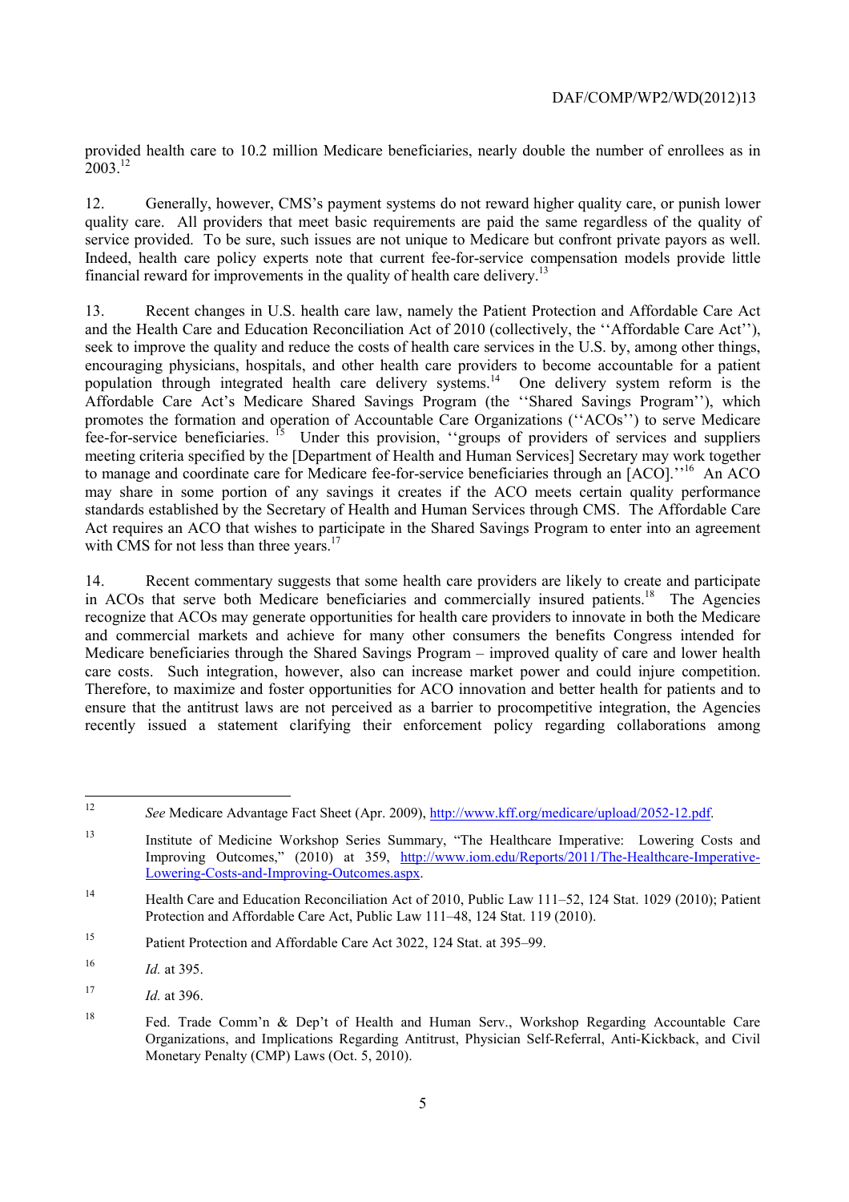provided health care to 10.2 million Medicare beneficiaries, nearly double the number of enrollees as in 2003.[12]

12. Generally, however, CMS's payment systems do not reward higher quality care, or punish lower quality care. All providers that meet basic requirements are paid the same regardless of the quality of service provided. To be sure, such issues are not unique to Medicare but confront private payors as well. Indeed, health care policy experts note that current fee-for-service compensation models provide little financial reward for improvements in the quality of health care delivery.[13]

13. Recent changes in U.S. health care law, namely the Patient Protection and Affordable Care Act and the Health Care and Education Reconciliation Act of 2010 (collectively, the ''Affordable Care Act''), seek to improve the quality and reduce the costs of health care services in the U.S. by, among other things, encouraging physicians, hospitals, and other health care providers to become accountable for a patient population through integrated health care delivery systems.[14] One delivery system reform is the Affordable Care Act's Medicare Shared Savings Program (the ''Shared Savings Program''), which promotes the formation and operation of Accountable Care Organizations (''ACOs'') to serve Medicare fee-for-service beneficiaries.[15] Under this provision, ''groups of providers of services and suppliers meeting criteria specified by the [Department of Health and Human Services] Secretary may work together to manage and coordinate care for Medicare fee-for-service beneficiaries through an [ACO].''[16] An ACO may share in some portion of any savings it creates if the ACO meets certain quality performance standards established by the Secretary of Health and Human Services through CMS. The Affordable Care Act requires an ACO that wishes to participate in the Shared Savings Program to enter into an agreement with CMS for not less than three years.[17]

14. Recent commentary suggests that some health care providers are likely to create and participate in ACOs that serve both Medicare beneficiaries and commercially insured patients.[18] The Agencies recognize that ACOs may generate opportunities for health care providers to innovate in both the Medicare and commercial markets and achieve for many other consumers the benefits Congress intended for Medicare beneficiaries through the Shared Savings Program – improved quality of care and lower health care costs. Such integration, however, also can increase market power and could injure competition. Therefore, to maximize and foster opportunities for ACO innovation and better health for patients and to ensure that the antitrust laws are not perceived as a barrier to procompetitive integration, the Agencies recently issued a statement clarifying their enforcement policy regarding collaborations among

---

[12] *See* Medicare Advantage Fact Sheet (Apr. 2009), http://www.kff.org/medicare/upload/2052-12.pdf.

[13] Institute of Medicine Workshop Series Summary, "The Healthcare Imperative: Lowering Costs and Improving Outcomes," (2010) at 359, http://www.iom.edu/Reports/2011/The-Healthcare-Imperative-Lowering-Costs-and-Improving-Outcomes.aspx.

[14] Health Care and Education Reconciliation Act of 2010, Public Law 111–52, 124 Stat. 1029 (2010); Patient Protection and Affordable Care Act, Public Law 111–48, 124 Stat. 119 (2010).

[15] Patient Protection and Affordable Care Act 3022, 124 Stat. at 395–99.

[16] *Id.* at 395.

[17] *Id.* at 396.

[18] Fed. Trade Comm'n & Dep't of Health and Human Serv., Workshop Regarding Accountable Care Organizations, and Implications Regarding Antitrust, Physician Self-Referral, Anti-Kickback, and Civil Monetary Penalty (CMP) Laws (Oct. 5, 2010).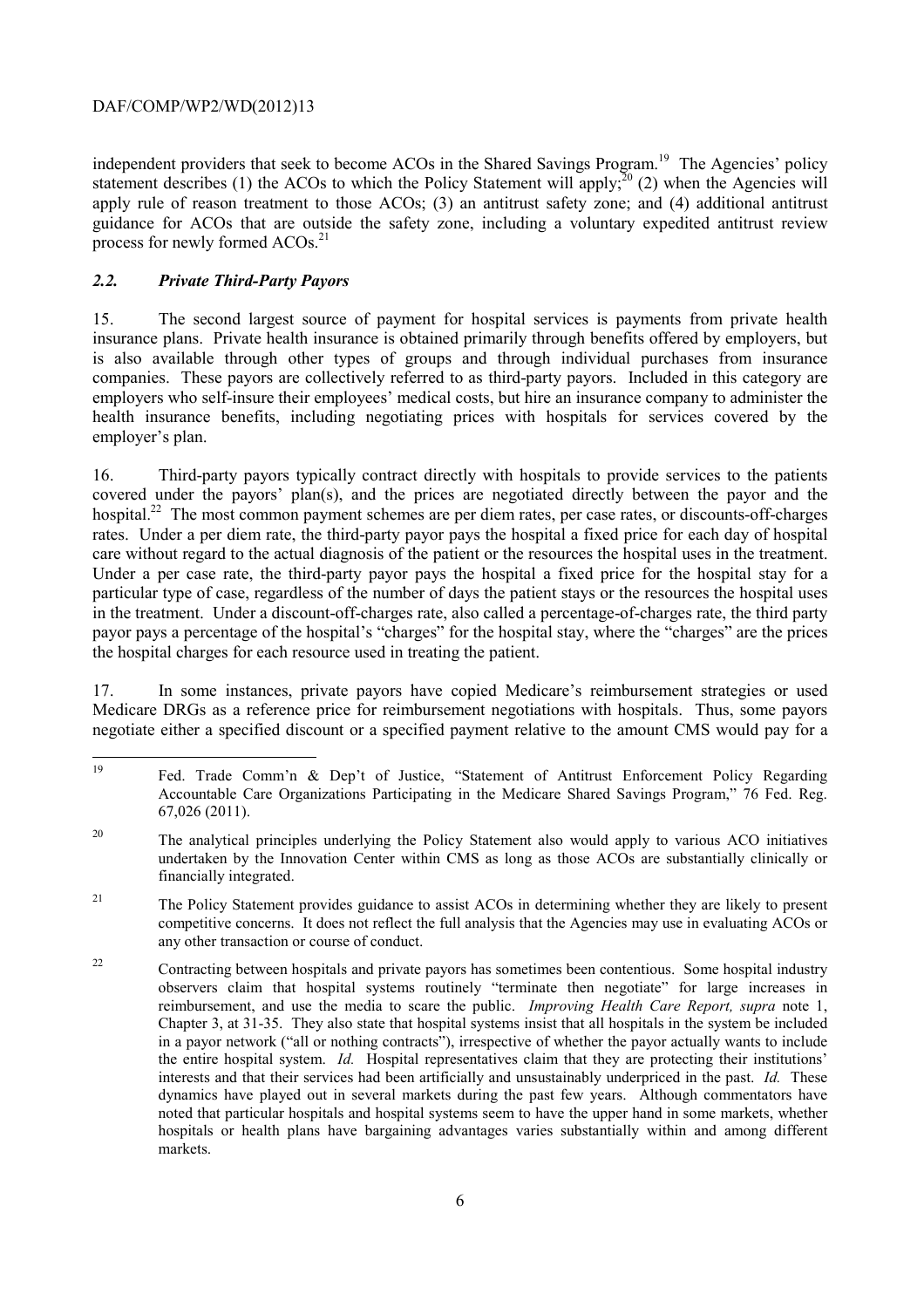independent providers that seek to become ACOs in the Shared Savings Program.[19] The Agencies' policy statement describes (1) the ACOs to which the Policy Statement will apply;[20] (2) when the Agencies will apply rule of reason treatment to those ACOs; (3) an antitrust safety zone; and (4) additional antitrust guidance for ACOs that are outside the safety zone, including a voluntary expedited antitrust review process for newly formed ACOs.[21]

### *2.2. Private Third-Party Payors*

15. The second largest source of payment for hospital services is payments from private health insurance plans. Private health insurance is obtained primarily through benefits offered by employers, but is also available through other types of groups and through individual purchases from insurance companies. These payors are collectively referred to as third-party payors. Included in this category are employers who self-insure their employees' medical costs, but hire an insurance company to administer the health insurance benefits, including negotiating prices with hospitals for services covered by the employer's plan.

16. Third-party payors typically contract directly with hospitals to provide services to the patients covered under the payors' plan(s), and the prices are negotiated directly between the payor and the hospital.[22] The most common payment schemes are per diem rates, per case rates, or discounts-off-charges rates. Under a per diem rate, the third-party payor pays the hospital a fixed price for each day of hospital care without regard to the actual diagnosis of the patient or the resources the hospital uses in the treatment. Under a per case rate, the third-party payor pays the hospital a fixed price for the hospital stay for a particular type of case, regardless of the number of days the patient stays or the resources the hospital uses in the treatment. Under a discount-off-charges rate, also called a percentage-of-charges rate, the third party payor pays a percentage of the hospital's "charges" for the hospital stay, where the "charges" are the prices the hospital charges for each resource used in treating the patient.

17. In some instances, private payors have copied Medicare's reimbursement strategies or used Medicare DRGs as a reference price for reimbursement negotiations with hospitals. Thus, some payors negotiate either a specified discount or a specified payment relative to the amount CMS would pay for a

---

[19] Fed. Trade Comm'n & Dep't of Justice, "Statement of Antitrust Enforcement Policy Regarding Accountable Care Organizations Participating in the Medicare Shared Savings Program," 76 Fed. Reg. 67,026 (2011).

[20] The analytical principles underlying the Policy Statement also would apply to various ACO initiatives undertaken by the Innovation Center within CMS as long as those ACOs are substantially clinically or financially integrated.

[21] The Policy Statement provides guidance to assist ACOs in determining whether they are likely to present competitive concerns. It does not reflect the full analysis that the Agencies may use in evaluating ACOs or any other transaction or course of conduct.

[22] Contracting between hospitals and private payors has sometimes been contentious. Some hospital industry observers claim that hospital systems routinely "terminate then negotiate" for large increases in reimbursement, and use the media to scare the public. *Improving Health Care Report, supra* note 1, Chapter 3, at 31-35. They also state that hospital systems insist that all hospitals in the system be included in a payor network ("all or nothing contracts"), irrespective of whether the payor actually wants to include the entire hospital system. *Id.* Hospital representatives claim that they are protecting their institutions' interests and that their services had been artificially and unsustainably underpriced in the past. *Id.* These dynamics have played out in several markets during the past few years. Although commentators have noted that particular hospitals and hospital systems seem to have the upper hand in some markets, whether hospitals or health plans have bargaining advantages varies substantially within and among different markets.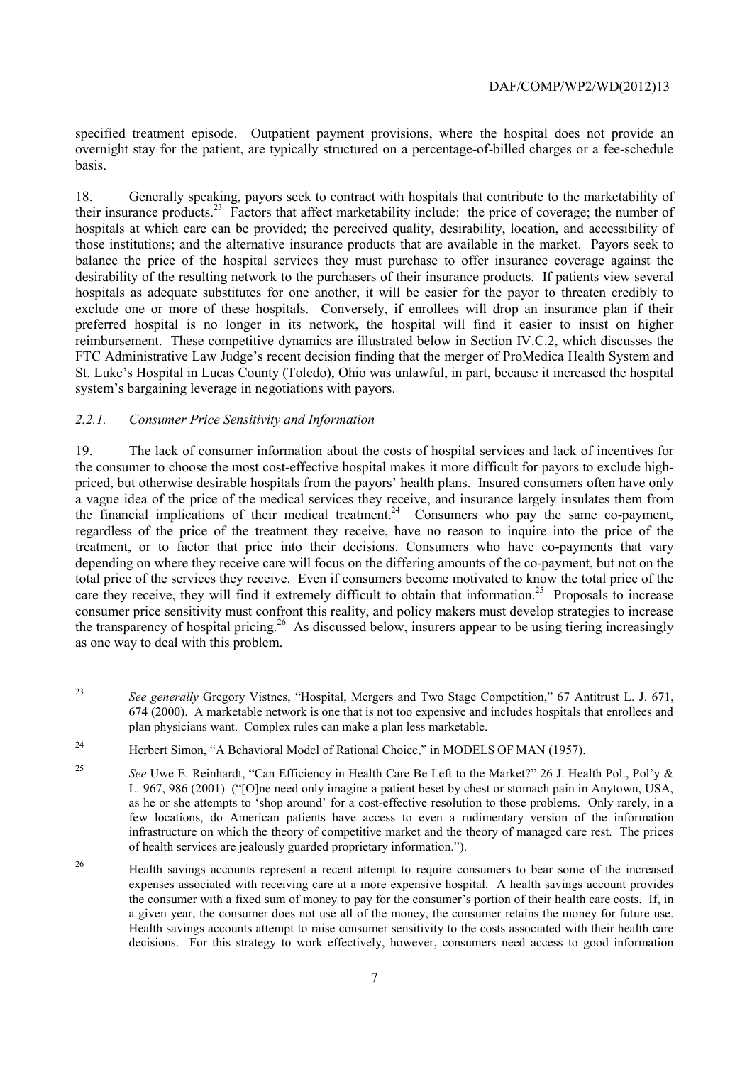specified treatment episode. Outpatient payment provisions, where the hospital does not provide an overnight stay for the patient, are typically structured on a percentage-of-billed charges or a fee-schedule basis.

18. Generally speaking, payors seek to contract with hospitals that contribute to the marketability of their insurance products.[23] Factors that affect marketability include: the price of coverage; the number of hospitals at which care can be provided; the perceived quality, desirability, location, and accessibility of those institutions; and the alternative insurance products that are available in the market. Payors seek to balance the price of the hospital services they must purchase to offer insurance coverage against the desirability of the resulting network to the purchasers of their insurance products. If patients view several hospitals as adequate substitutes for one another, it will be easier for the payor to threaten credibly to exclude one or more of these hospitals. Conversely, if enrollees will drop an insurance plan if their preferred hospital is no longer in its network, the hospital will find it easier to insist on higher reimbursement. These competitive dynamics are illustrated below in Section IV.C.2, which discusses the FTC Administrative Law Judge's recent decision finding that the merger of ProMedica Health System and St. Luke's Hospital in Lucas County (Toledo), Ohio was unlawful, in part, because it increased the hospital system's bargaining leverage in negotiations with payors.

### *2.2.1. Consumer Price Sensitivity and Information*

19. The lack of consumer information about the costs of hospital services and lack of incentives for the consumer to choose the most cost-effective hospital makes it more difficult for payors to exclude high-priced, but otherwise desirable hospitals from the payors' health plans. Insured consumers often have only a vague idea of the price of the medical services they receive, and insurance largely insulates them from the financial implications of their medical treatment.[24] Consumers who pay the same co-payment, regardless of the price of the treatment they receive, have no reason to inquire into the price of the treatment, or to factor that price into their decisions. Consumers who have co-payments that vary depending on where they receive care will focus on the differing amounts of the co-payment, but not on the total price of the services they receive. Even if consumers become motivated to know the total price of the care they receive, they will find it extremely difficult to obtain that information.[25] Proposals to increase consumer price sensitivity must confront this reality, and policy makers must develop strategies to increase the transparency of hospital pricing.[26] As discussed below, insurers appear to be using tiering increasingly as one way to deal with this problem.

---

[23] *See generally* Gregory Vistnes, "Hospital, Mergers and Two Stage Competition," 67 Antitrust L. J. 671, 674 (2000). A marketable network is one that is not too expensive and includes hospitals that enrollees and plan physicians want. Complex rules can make a plan less marketable.

[24] Herbert Simon, "A Behavioral Model of Rational Choice," in MODELS OF MAN (1957).

[25] *See* Uwe E. Reinhardt, "Can Efficiency in Health Care Be Left to the Market?" 26 J. Health Pol., Pol'y & L. 967, 986 (2001) ("[O]ne need only imagine a patient beset by chest or stomach pain in Anytown, USA, as he or she attempts to 'shop around' for a cost-effective resolution to those problems. Only rarely, in a few locations, do American patients have access to even a rudimentary version of the information infrastructure on which the theory of competitive market and the theory of managed care rest. The prices of health services are jealously guarded proprietary information.").

[26] Health savings accounts represent a recent attempt to require consumers to bear some of the increased expenses associated with receiving care at a more expensive hospital. A health savings account provides the consumer with a fixed sum of money to pay for the consumer's portion of their health care costs. If, in a given year, the consumer does not use all of the money, the consumer retains the money for future use. Health savings accounts attempt to raise consumer sensitivity to the costs associated with their health care decisions. For this strategy to work effectively, however, consumers need access to good information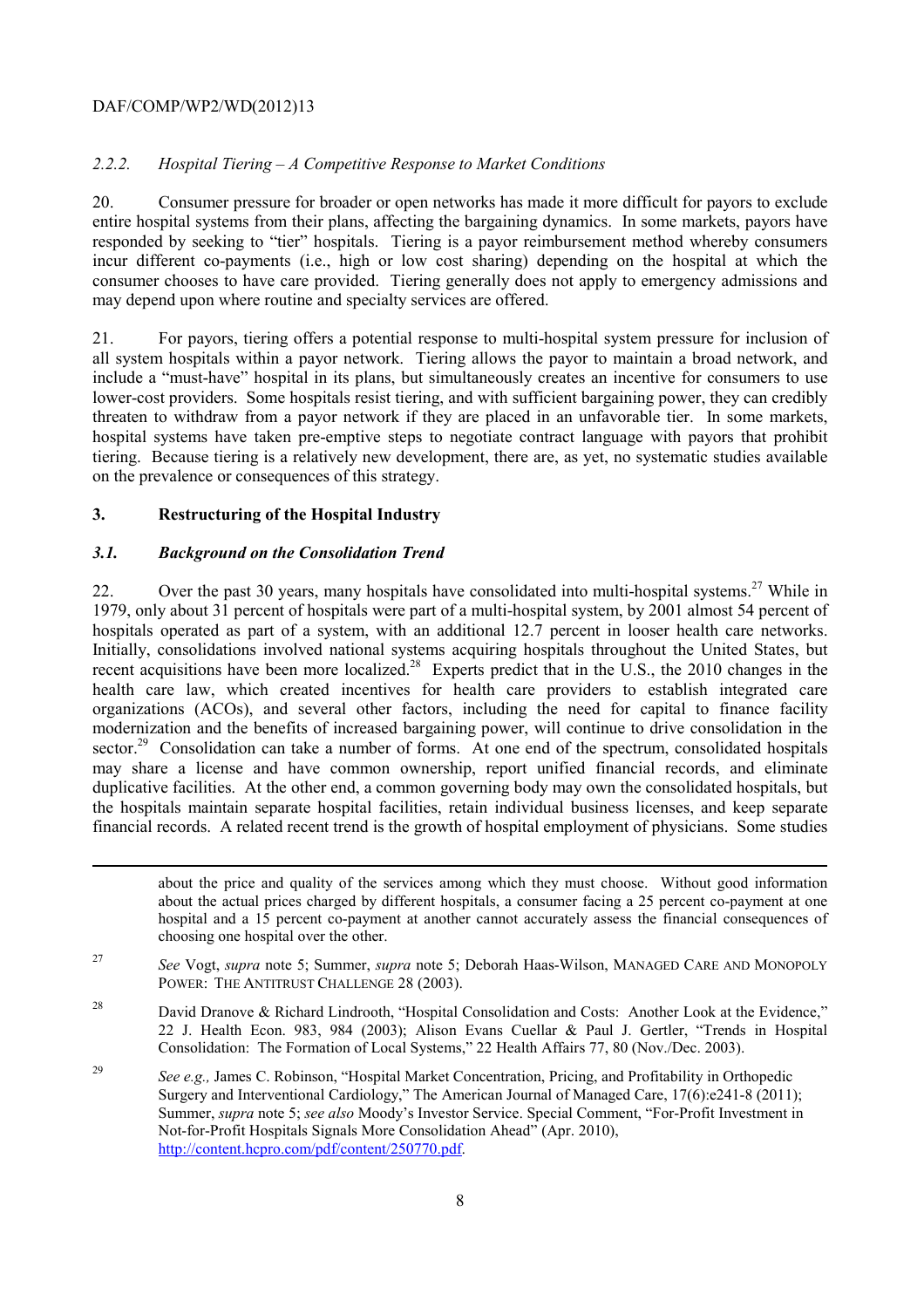### *2.2.2. Hospital Tiering – A Competitive Response to Market Conditions*

20. Consumer pressure for broader or open networks has made it more difficult for payors to exclude entire hospital systems from their plans, affecting the bargaining dynamics. In some markets, payors have responded by seeking to "tier" hospitals. Tiering is a payor reimbursement method whereby consumers incur different co-payments (i.e., high or low cost sharing) depending on the hospital at which the consumer chooses to have care provided. Tiering generally does not apply to emergency admissions and may depend upon where routine and specialty services are offered.

21. For payors, tiering offers a potential response to multi-hospital system pressure for inclusion of all system hospitals within a payor network. Tiering allows the payor to maintain a broad network, and include a "must-have" hospital in its plans, but simultaneously creates an incentive for consumers to use lower-cost providers. Some hospitals resist tiering, and with sufficient bargaining power, they can credibly threaten to withdraw from a payor network if they are placed in an unfavorable tier. In some markets, hospital systems have taken pre-emptive steps to negotiate contract language with payors that prohibit tiering. Because tiering is a relatively new development, there are, as yet, no systematic studies available on the prevalence or consequences of this strategy.

## 3. Restructuring of the Hospital Industry

### *3.1. Background on the Consolidation Trend*

22. Over the past 30 years, many hospitals have consolidated into multi-hospital systems.[27] While in 1979, only about 31 percent of hospitals were part of a multi-hospital system, by 2001 almost 54 percent of hospitals operated as part of a system, with an additional 12.7 percent in looser health care networks. Initially, consolidations involved national systems acquiring hospitals throughout the United States, but recent acquisitions have been more localized.[28] Experts predict that in the U.S., the 2010 changes in the health care law, which created incentives for health care providers to establish integrated care organizations (ACOs), and several other factors, including the need for capital to finance facility modernization and the benefits of increased bargaining power, will continue to drive consolidation in the sector.[29] Consolidation can take a number of forms. At one end of the spectrum, consolidated hospitals may share a license and have common ownership, report unified financial records, and eliminate duplicative facilities. At the other end, a common governing body may own the consolidated hospitals, but the hospitals maintain separate hospital facilities, retain individual business licenses, and keep separate financial records. A related recent trend is the growth of hospital employment of physicians. Some studies

---

about the price and quality of the services among which they must choose. Without good information about the actual prices charged by different hospitals, a consumer facing a 25 percent co-payment at one hospital and a 15 percent co-payment at another cannot accurately assess the financial consequences of choosing one hospital over the other.

[27] *See* Vogt, *supra* note 5; Summer, *supra* note 5; Deborah Haas-Wilson, MANAGED CARE AND MONOPOLY POWER: THE ANTITRUST CHALLENGE 28 (2003).

[28] David Dranove & Richard Lindrooth, "Hospital Consolidation and Costs: Another Look at the Evidence," 22 J. Health Econ. 983, 984 (2003); Alison Evans Cuellar & Paul J. Gertler, "Trends in Hospital Consolidation: The Formation of Local Systems," 22 Health Affairs 77, 80 (Nov./Dec. 2003).

[29] *See e.g.,* James C. Robinson, "Hospital Market Concentration, Pricing, and Profitability in Orthopedic Surgery and Interventional Cardiology," The American Journal of Managed Care, 17(6):e241-8 (2011); Summer, *supra* note 5; *see also* Moody's Investor Service. Special Comment, "For-Profit Investment in Not-for-Profit Hospitals Signals More Consolidation Ahead" (Apr. 2010), http://content.hcpro.com/pdf/content/250770.pdf.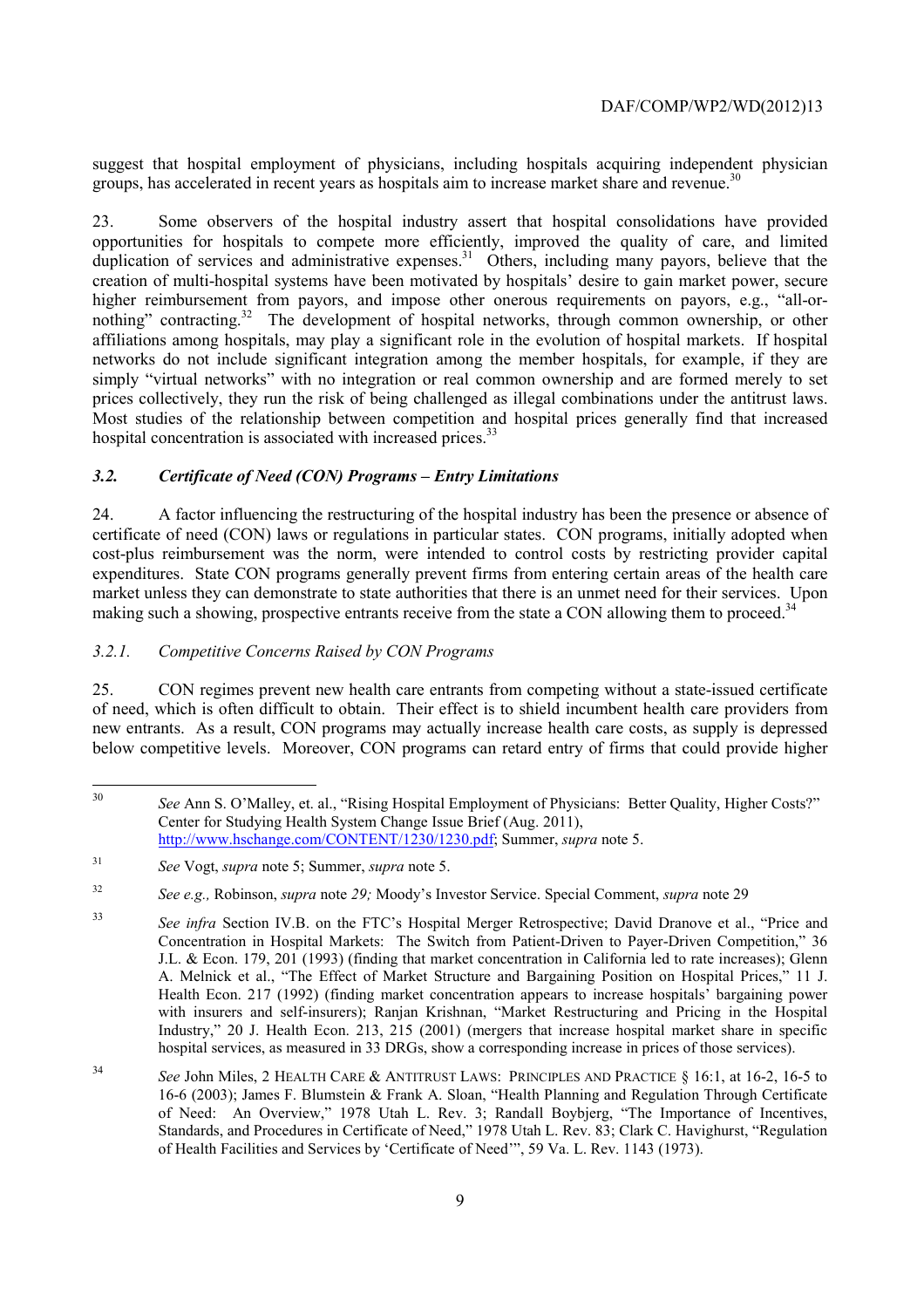suggest that hospital employment of physicians, including hospitals acquiring independent physician groups, has accelerated in recent years as hospitals aim to increase market share and revenue.[30]

23. Some observers of the hospital industry assert that hospital consolidations have provided opportunities for hospitals to compete more efficiently, improved the quality of care, and limited duplication of services and administrative expenses.[31] Others, including many payors, believe that the creation of multi-hospital systems have been motivated by hospitals' desire to gain market power, secure higher reimbursement from payors, and impose other onerous requirements on payors, e.g., "all-or-nothing" contracting.[32] The development of hospital networks, through common ownership, or other affiliations among hospitals, may play a significant role in the evolution of hospital markets. If hospital networks do not include significant integration among the member hospitals, for example, if they are simply "virtual networks" with no integration or real common ownership and are formed merely to set prices collectively, they run the risk of being challenged as illegal combinations under the antitrust laws. Most studies of the relationship between competition and hospital prices generally find that increased hospital concentration is associated with increased prices.[33]

### *3.2. Certificate of Need (CON) Programs – Entry Limitations*

24. A factor influencing the restructuring of the hospital industry has been the presence or absence of certificate of need (CON) laws or regulations in particular states. CON programs, initially adopted when cost-plus reimbursement was the norm, were intended to control costs by restricting provider capital expenditures. State CON programs generally prevent firms from entering certain areas of the health care market unless they can demonstrate to state authorities that there is an unmet need for their services. Upon making such a showing, prospective entrants receive from the state a CON allowing them to proceed.[34]

#### *3.2.1. Competitive Concerns Raised by CON Programs*

25. CON regimes prevent new health care entrants from competing without a state-issued certificate of need, which is often difficult to obtain. Their effect is to shield incumbent health care providers from new entrants. As a result, CON programs may actually increase health care costs, as supply is depressed below competitive levels. Moreover, CON programs can retard entry of firms that could provide higher

---

[30] *See* Ann S. O'Malley, et. al., "Rising Hospital Employment of Physicians: Better Quality, Higher Costs?" Center for Studying Health System Change Issue Brief (Aug. 2011), http://www.hschange.com/CONTENT/1230/1230.pdf; Summer, *supra* note 5.

[31] *See* Vogt, *supra* note 5; Summer, *supra* note 5.

[32] *See e.g.,* Robinson, *supra* note *29;* Moody's Investor Service. Special Comment, *supra* note 29

[33] *See infra* Section IV.B. on the FTC's Hospital Merger Retrospective; David Dranove et al., "Price and Concentration in Hospital Markets: The Switch from Patient-Driven to Payer-Driven Competition," 36 J.L. & Econ. 179, 201 (1993) (finding that market concentration in California led to rate increases); Glenn A. Melnick et al., "The Effect of Market Structure and Bargaining Position on Hospital Prices," 11 J. Health Econ. 217 (1992) (finding market concentration appears to increase hospitals' bargaining power with insurers and self-insurers); Ranjan Krishnan, "Market Restructuring and Pricing in the Hospital Industry," 20 J. Health Econ. 213, 215 (2001) (mergers that increase hospital market share in specific hospital services, as measured in 33 DRGs, show a corresponding increase in prices of those services).

[34] *See* John Miles, 2 HEALTH CARE & ANTITRUST LAWS: PRINCIPLES AND PRACTICE § 16:1, at 16-2, 16-5 to 16-6 (2003); James F. Blumstein & Frank A. Sloan, "Health Planning and Regulation Through Certificate of Need: An Overview," 1978 Utah L. Rev. 3; Randall Boybjerg, "The Importance of Incentives, Standards, and Procedures in Certificate of Need," 1978 Utah L. Rev. 83; Clark C. Havighurst, "Regulation of Health Facilities and Services by 'Certificate of Need'", 59 Va. L. Rev. 1143 (1973).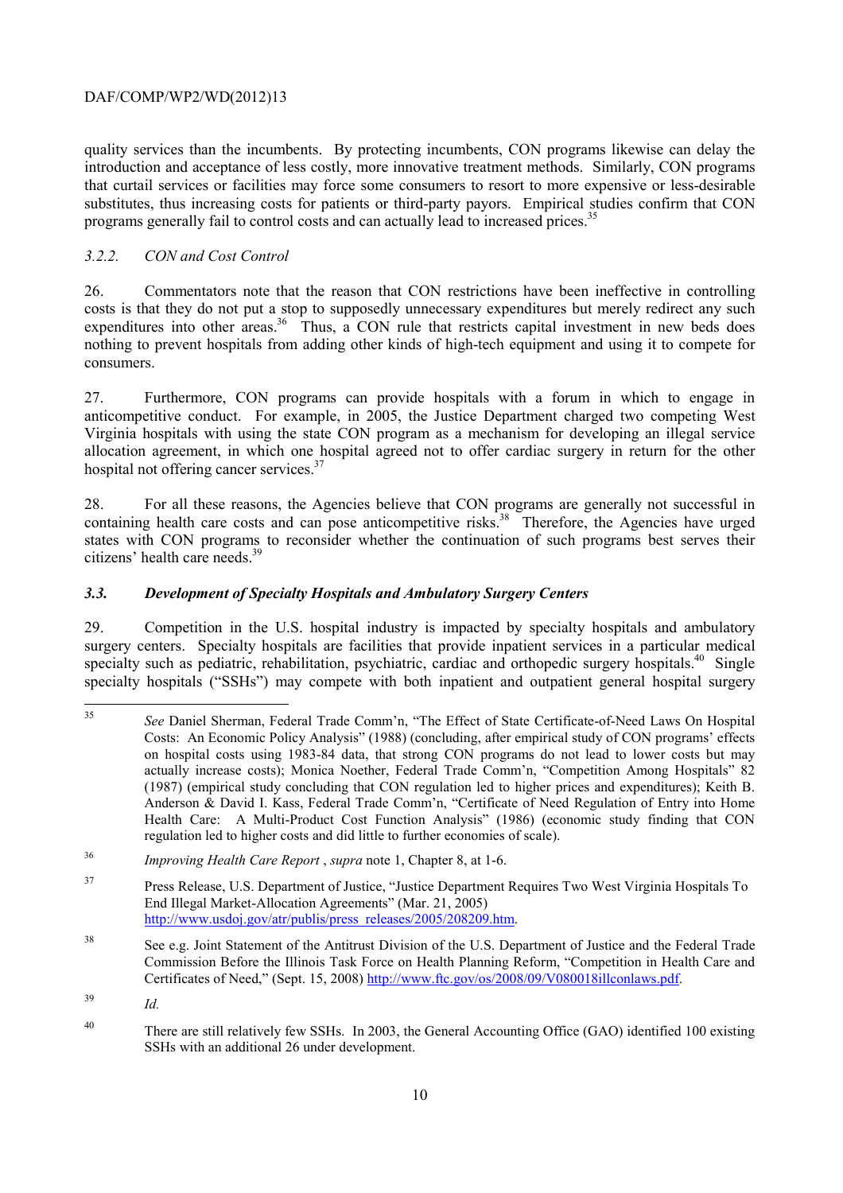quality services than the incumbents. By protecting incumbents, CON programs likewise can delay the introduction and acceptance of less costly, more innovative treatment methods. Similarly, CON programs that curtail services or facilities may force some consumers to resort to more expensive or less-desirable substitutes, thus increasing costs for patients or third-party payors. Empirical studies confirm that CON programs generally fail to control costs and can actually lead to increased prices.[35]

### *3.2.2. CON and Cost Control*

26. Commentators note that the reason that CON restrictions have been ineffective in controlling costs is that they do not put a stop to supposedly unnecessary expenditures but merely redirect any such expenditures into other areas.[36] Thus, a CON rule that restricts capital investment in new beds does nothing to prevent hospitals from adding other kinds of high-tech equipment and using it to compete for consumers.

27. Furthermore, CON programs can provide hospitals with a forum in which to engage in anticompetitive conduct. For example, in 2005, the Justice Department charged two competing West Virginia hospitals with using the state CON program as a mechanism for developing an illegal service allocation agreement, in which one hospital agreed not to offer cardiac surgery in return for the other hospital not offering cancer services.[37]

28. For all these reasons, the Agencies believe that CON programs are generally not successful in containing health care costs and can pose anticompetitive risks.[38] Therefore, the Agencies have urged states with CON programs to reconsider whether the continuation of such programs best serves their citizens' health care needs.[39]

### ***3.3. Development of Specialty Hospitals and Ambulatory Surgery Centers***

29. Competition in the U.S. hospital industry is impacted by specialty hospitals and ambulatory surgery centers. Specialty hospitals are facilities that provide inpatient services in a particular medical specialty such as pediatric, rehabilitation, psychiatric, cardiac and orthopedic surgery hospitals.[40] Single specialty hospitals ("SSHs") may compete with both inpatient and outpatient general hospital surgery

---

35 *See* Daniel Sherman, Federal Trade Comm'n, "The Effect of State Certificate-of-Need Laws On Hospital Costs: An Economic Policy Analysis" (1988) (concluding, after empirical study of CON programs' effects on hospital costs using 1983-84 data, that strong CON programs do not lead to lower costs but may actually increase costs); Monica Noether, Federal Trade Comm'n, "Competition Among Hospitals" 82 (1987) (empirical study concluding that CON regulation led to higher prices and expenditures); Keith B. Anderson & David I. Kass, Federal Trade Comm'n, "Certificate of Need Regulation of Entry into Home Health Care: A Multi-Product Cost Function Analysis" (1986) (economic study finding that CON regulation led to higher costs and did little to further economies of scale).

36 *Improving Health Care Report* , *supra* note 1, Chapter 8, at 1-6.

37 Press Release, U.S. Department of Justice, "Justice Department Requires Two West Virginia Hospitals To End Illegal Market-Allocation Agreements" (Mar. 21, 2005) http://www.usdoj.gov/atr/publis/press_releases/2005/208209.htm.

38 See e.g. Joint Statement of the Antitrust Division of the U.S. Department of Justice and the Federal Trade Commission Before the Illinois Task Force on Health Planning Reform, "Competition in Health Care and Certificates of Need," (Sept. 15, 2008) http://www.ftc.gov/os/2008/09/V080018illconlaws.pdf.

39 *Id.*

40 There are still relatively few SSHs. In 2003, the General Accounting Office (GAO) identified 100 existing SSHs with an additional 26 under development.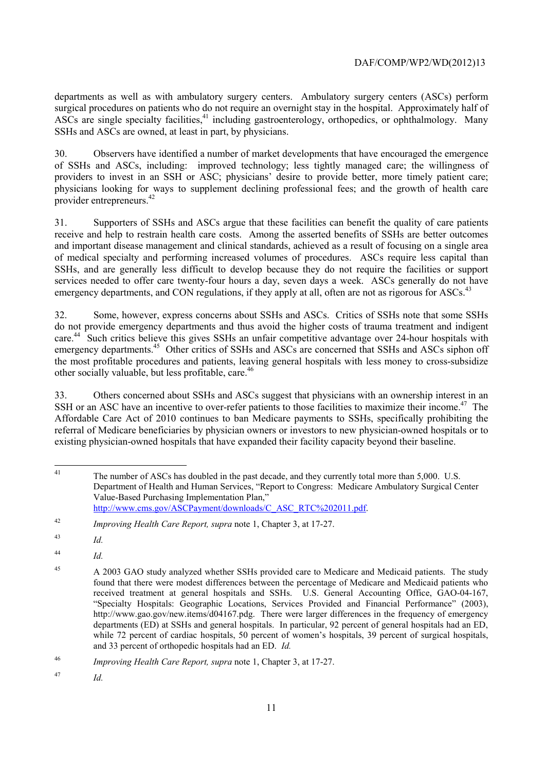departments as well as with ambulatory surgery centers. Ambulatory surgery centers (ASCs) perform surgical procedures on patients who do not require an overnight stay in the hospital. Approximately half of ASCs are single specialty facilities,[41] including gastroenterology, orthopedics, or ophthalmology. Many SSHs and ASCs are owned, at least in part, by physicians.

30. Observers have identified a number of market developments that have encouraged the emergence of SSHs and ASCs, including: improved technology; less tightly managed care; the willingness of providers to invest in an SSH or ASC; physicians' desire to provide better, more timely patient care; physicians looking for ways to supplement declining professional fees; and the growth of health care provider entrepreneurs.[42]

31. Supporters of SSHs and ASCs argue that these facilities can benefit the quality of care patients receive and help to restrain health care costs. Among the asserted benefits of SSHs are better outcomes and important disease management and clinical standards, achieved as a result of focusing on a single area of medical specialty and performing increased volumes of procedures. ASCs require less capital than SSHs, and are generally less difficult to develop because they do not require the facilities or support services needed to offer care twenty-four hours a day, seven days a week. ASCs generally do not have emergency departments, and CON regulations, if they apply at all, often are not as rigorous for ASCs.[43]

32. Some, however, express concerns about SSHs and ASCs. Critics of SSHs note that some SSHs do not provide emergency departments and thus avoid the higher costs of trauma treatment and indigent care.[44] Such critics believe this gives SSHs an unfair competitive advantage over 24-hour hospitals with emergency departments.[45] Other critics of SSHs and ASCs are concerned that SSHs and ASCs siphon off the most profitable procedures and patients, leaving general hospitals with less money to cross-subsidize other socially valuable, but less profitable, care.[46]

33. Others concerned about SSHs and ASCs suggest that physicians with an ownership interest in an SSH or an ASC have an incentive to over-refer patients to those facilities to maximize their income.[47] The Affordable Care Act of 2010 continues to ban Medicare payments to SSHs, specifically prohibiting the referral of Medicare beneficiaries by physician owners or investors to new physician-owned hospitals or to existing physician-owned hospitals that have expanded their facility capacity beyond their baseline.

---

[41] The number of ASCs has doubled in the past decade, and they currently total more than 5,000. U.S. Department of Health and Human Services, "Report to Congress: Medicare Ambulatory Surgical Center Value-Based Purchasing Implementation Plan," http://www.cms.gov/ASCPayment/downloads/C_ASC_RTC%202011.pdf.

[42] *Improving Health Care Report, supra* note 1, Chapter 3, at 17-27.

[43] *Id.*

[44] *Id.*

[45] A 2003 GAO study analyzed whether SSHs provided care to Medicare and Medicaid patients. The study found that there were modest differences between the percentage of Medicare and Medicaid patients who received treatment at general hospitals and SSHs. U.S. General Accounting Office, GAO-04-167, "Specialty Hospitals: Geographic Locations, Services Provided and Financial Performance" (2003), http://www.gao.gov/new.items/d04167.pdg. There were larger differences in the frequency of emergency departments (ED) at SSHs and general hospitals. In particular, 92 percent of general hospitals had an ED, while 72 percent of cardiac hospitals, 50 percent of women's hospitals, 39 percent of surgical hospitals, and 33 percent of orthopedic hospitals had an ED. *Id.*

[46] *Improving Health Care Report, supra* note 1, Chapter 3, at 17-27.

[47] *Id.*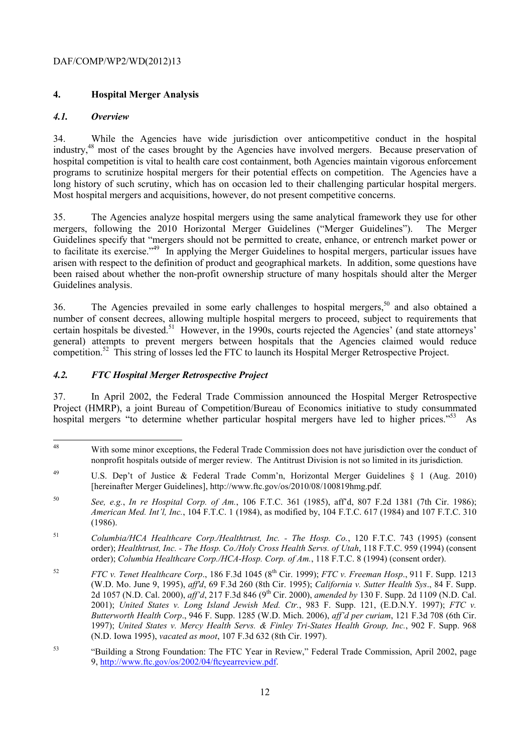## 4. Hospital Merger Analysis

### *4.1. Overview*

34. While the Agencies have wide jurisdiction over anticompetitive conduct in the hospital industry,[48] most of the cases brought by the Agencies have involved mergers. Because preservation of hospital competition is vital to health care cost containment, both Agencies maintain vigorous enforcement programs to scrutinize hospital mergers for their potential effects on competition. The Agencies have a long history of such scrutiny, which has on occasion led to their challenging particular hospital mergers. Most hospital mergers and acquisitions, however, do not present competitive concerns.

35. The Agencies analyze hospital mergers using the same analytical framework they use for other mergers, following the 2010 Horizontal Merger Guidelines ("Merger Guidelines"). The Merger Guidelines specify that "mergers should not be permitted to create, enhance, or entrench market power or to facilitate its exercise."[49] In applying the Merger Guidelines to hospital mergers, particular issues have arisen with respect to the definition of product and geographical markets. In addition, some questions have been raised about whether the non-profit ownership structure of many hospitals should alter the Merger Guidelines analysis.

36. The Agencies prevailed in some early challenges to hospital mergers,[50] and also obtained a number of consent decrees, allowing multiple hospital mergers to proceed, subject to requirements that certain hospitals be divested.[51] However, in the 1990s, courts rejected the Agencies' (and state attorneys' general) attempts to prevent mergers between hospitals that the Agencies claimed would reduce competition.[52] This string of losses led the FTC to launch its Hospital Merger Retrospective Project.

### *4.2. FTC Hospital Merger Retrospective Project*

37. In April 2002, the Federal Trade Commission announced the Hospital Merger Retrospective Project (HMRP), a joint Bureau of Competition/Bureau of Economics initiative to study consummated hospital mergers "to determine whether particular hospital mergers have led to higher prices."[53] As

---

[48] With some minor exceptions, the Federal Trade Commission does not have jurisdiction over the conduct of nonprofit hospitals outside of merger review. The Antitrust Division is not so limited in its jurisdiction.

[49] U.S. Dep't of Justice & Federal Trade Comm'n, Horizontal Merger Guidelines § 1 (Aug. 2010) [hereinafter Merger Guidelines], http://www.ftc.gov/os/2010/08/100819hmg.pdf.

[50] *See, e.g.*, *In re Hospital Corp. of Am.*, 106 F.T.C. 361 (1985), aff'd, 807 F.2d 1381 (7th Cir. 1986); *American Med. Int'l, Inc.*, 104 F.T.C. 1 (1984), as modified by, 104 F.T.C. 617 (1984) and 107 F.T.C. 310 (1986).

[51] *Columbia/HCA Healthcare Corp./Healthtrust, Inc. - The Hosp. Co.*, 120 F.T.C. 743 (1995) (consent order); *Healthtrust, Inc. - The Hosp. Co./Holy Cross Health Servs. of Utah*, 118 F.T.C. 959 (1994) (consent order); *Columbia Healthcare Corp./HCA-Hosp. Corp. of Am.*, 118 F.T.C. 8 (1994) (consent order).

[52] *FTC v. Tenet Healthcare Corp*., 186 F.3d 1045 (8th Cir. 1999); *FTC v. Freeman Hosp*., 911 F. Supp. 1213 (W.D. Mo. June 9, 1995), *aff'd*, 69 F.3d 260 (8th Cir. 1995); *California v. Sutter Health Sys*., 84 F. Supp. 2d 1057 (N.D. Cal. 2000), *aff'd*, 217 F.3d 846 (9th Cir. 2000), *amended by* 130 F. Supp. 2d 1109 (N.D. Cal. 2001); *United States v. Long Island Jewish Med. Ctr.*, 983 F. Supp. 121, (E.D.N.Y. 1997); *FTC v. Butterworth Health Corp*., 946 F. Supp. 1285 (W.D. Mich. 2006), *aff'd per curiam*, 121 F.3d 708 (6th Cir. 1997); *United States v. Mercy Health Servs. & Finley Tri-States Health Group, Inc.*, 902 F. Supp. 968 (N.D. Iowa 1995), *vacated as moot*, 107 F.3d 632 (8th Cir. 1997).

[53] "Building a Strong Foundation: The FTC Year in Review," Federal Trade Commission, April 2002, page 9, http://www.ftc.gov/os/2002/04/ftcyearreview.pdf.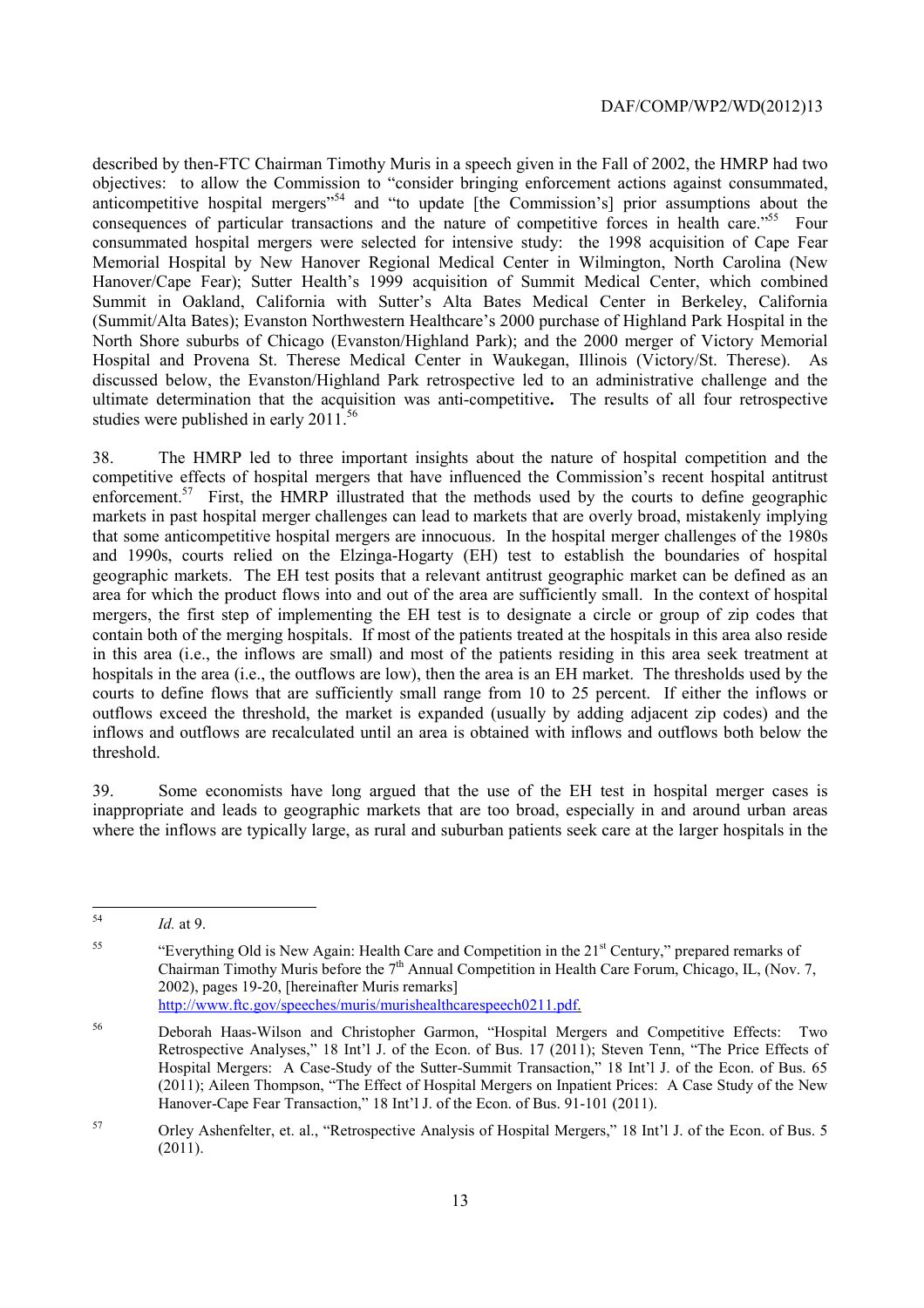described by then-FTC Chairman Timothy Muris in a speech given in the Fall of 2002, the HMRP had two objectives: to allow the Commission to "consider bringing enforcement actions against consummated, anticompetitive hospital mergers"[54] and "to update [the Commission's] prior assumptions about the consequences of particular transactions and the nature of competitive forces in health care."[55] Four consummated hospital mergers were selected for intensive study: the 1998 acquisition of Cape Fear Memorial Hospital by New Hanover Regional Medical Center in Wilmington, North Carolina (New Hanover/Cape Fear); Sutter Health's 1999 acquisition of Summit Medical Center, which combined Summit in Oakland, California with Sutter's Alta Bates Medical Center in Berkeley, California (Summit/Alta Bates); Evanston Northwestern Healthcare's 2000 purchase of Highland Park Hospital in the North Shore suburbs of Chicago (Evanston/Highland Park); and the 2000 merger of Victory Memorial Hospital and Provena St. Therese Medical Center in Waukegan, Illinois (Victory/St. Therese). As discussed below, the Evanston/Highland Park retrospective led to an administrative challenge and the ultimate determination that the acquisition was anti-competitive**.** The results of all four retrospective studies were published in early 2011.[56]

38. The HMRP led to three important insights about the nature of hospital competition and the competitive effects of hospital mergers that have influenced the Commission's recent hospital antitrust enforcement.[57] First, the HMRP illustrated that the methods used by the courts to define geographic markets in past hospital merger challenges can lead to markets that are overly broad, mistakenly implying that some anticompetitive hospital mergers are innocuous. In the hospital merger challenges of the 1980s and 1990s, courts relied on the Elzinga-Hogarty (EH) test to establish the boundaries of hospital geographic markets. The EH test posits that a relevant antitrust geographic market can be defined as an area for which the product flows into and out of the area are sufficiently small. In the context of hospital mergers, the first step of implementing the EH test is to designate a circle or group of zip codes that contain both of the merging hospitals. If most of the patients treated at the hospitals in this area also reside in this area (i.e., the inflows are small) and most of the patients residing in this area seek treatment at hospitals in the area (i.e., the outflows are low), then the area is an EH market. The thresholds used by the courts to define flows that are sufficiently small range from 10 to 25 percent. If either the inflows or outflows exceed the threshold, the market is expanded (usually by adding adjacent zip codes) and the inflows and outflows are recalculated until an area is obtained with inflows and outflows both below the threshold.

39. Some economists have long argued that the use of the EH test in hospital merger cases is inappropriate and leads to geographic markets that are too broad, especially in and around urban areas where the inflows are typically large, as rural and suburban patients seek care at the larger hospitals in the

---

[54] *Id.* at 9.

[55] "Everything Old is New Again: Health Care and Competition in the 21st Century," prepared remarks of Chairman Timothy Muris before the 7th Annual Competition in Health Care Forum, Chicago, IL, (Nov. 7, 2002), pages 19-20, [hereinafter Muris remarks] http://www.ftc.gov/speeches/muris/murishealthcarespeech0211.pdf.

[56] Deborah Haas-Wilson and Christopher Garmon, "Hospital Mergers and Competitive Effects: Two Retrospective Analyses," 18 Int'l J. of the Econ. of Bus. 17 (2011); Steven Tenn, "The Price Effects of Hospital Mergers: A Case-Study of the Sutter-Summit Transaction," 18 Int'l J. of the Econ. of Bus. 65 (2011); Aileen Thompson, "The Effect of Hospital Mergers on Inpatient Prices: A Case Study of the New Hanover-Cape Fear Transaction," 18 Int'l J. of the Econ. of Bus. 91-101 (2011).

[57] Orley Ashenfelter, et. al., "Retrospective Analysis of Hospital Mergers," 18 Int'l J. of the Econ. of Bus. 5 (2011).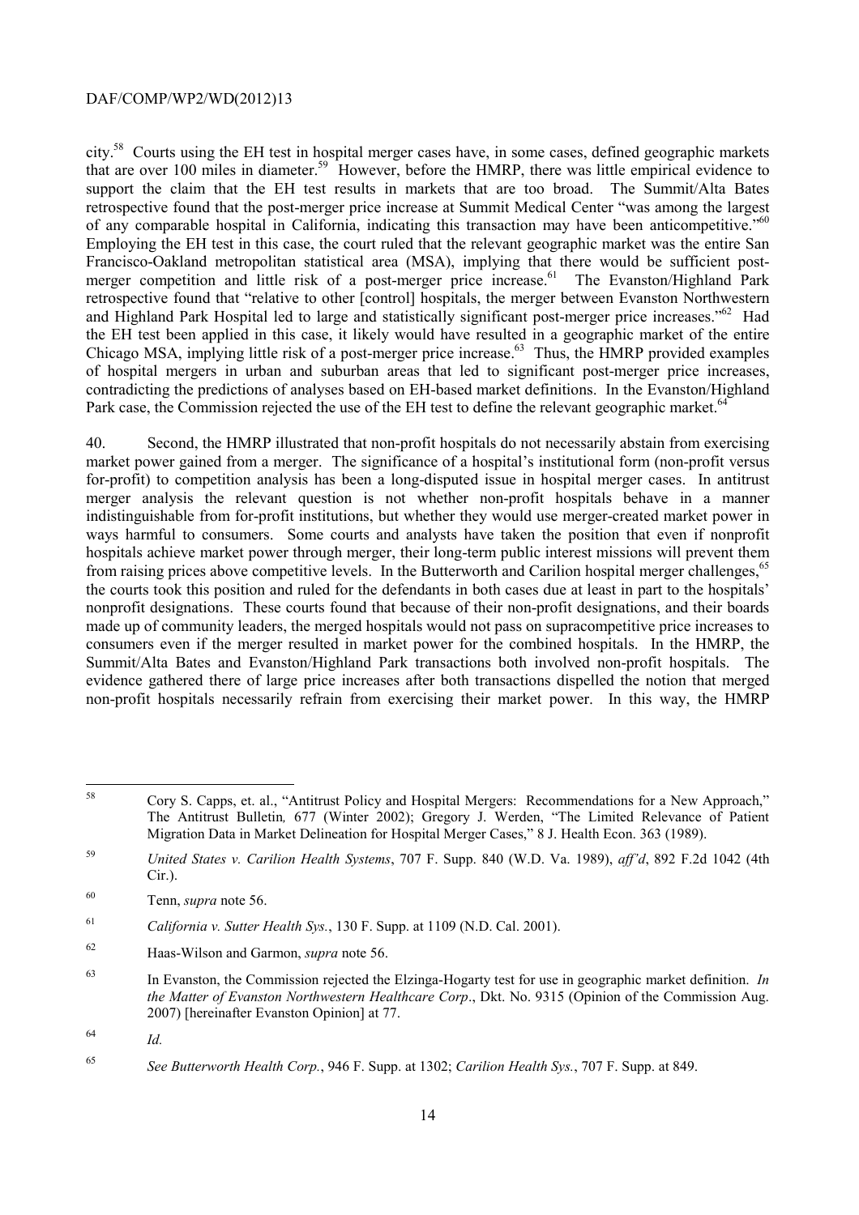city.[58] Courts using the EH test in hospital merger cases have, in some cases, defined geographic markets that are over 100 miles in diameter.[59] However, before the HMRP, there was little empirical evidence to support the claim that the EH test results in markets that are too broad. The Summit/Alta Bates retrospective found that the post-merger price increase at Summit Medical Center "was among the largest of any comparable hospital in California, indicating this transaction may have been anticompetitive."[60] Employing the EH test in this case, the court ruled that the relevant geographic market was the entire San Francisco-Oakland metropolitan statistical area (MSA), implying that there would be sufficient post-merger competition and little risk of a post-merger price increase.[61] The Evanston/Highland Park retrospective found that "relative to other [control] hospitals, the merger between Evanston Northwestern and Highland Park Hospital led to large and statistically significant post-merger price increases."[62] Had the EH test been applied in this case, it likely would have resulted in a geographic market of the entire Chicago MSA, implying little risk of a post-merger price increase.[63] Thus, the HMRP provided examples of hospital mergers in urban and suburban areas that led to significant post-merger price increases, contradicting the predictions of analyses based on EH-based market definitions. In the Evanston/Highland Park case, the Commission rejected the use of the EH test to define the relevant geographic market.[64]

40. Second, the HMRP illustrated that non-profit hospitals do not necessarily abstain from exercising market power gained from a merger. The significance of a hospital's institutional form (non-profit versus for-profit) to competition analysis has been a long-disputed issue in hospital merger cases. In antitrust merger analysis the relevant question is not whether non-profit hospitals behave in a manner indistinguishable from for-profit institutions, but whether they would use merger-created market power in ways harmful to consumers. Some courts and analysts have taken the position that even if nonprofit hospitals achieve market power through merger, their long-term public interest missions will prevent them from raising prices above competitive levels. In the Butterworth and Carilion hospital merger challenges,[65] the courts took this position and ruled for the defendants in both cases due at least in part to the hospitals' nonprofit designations. These courts found that because of their non-profit designations, and their boards made up of community leaders, the merged hospitals would not pass on supracompetitive price increases to consumers even if the merger resulted in market power for the combined hospitals. In the HMRP, the Summit/Alta Bates and Evanston/Highland Park transactions both involved non-profit hospitals. The evidence gathered there of large price increases after both transactions dispelled the notion that merged non-profit hospitals necessarily refrain from exercising their market power. In this way, the HMRP

---

[58] Cory S. Capps, et. al., "Antitrust Policy and Hospital Mergers: Recommendations for a New Approach," The Antitrust Bulletin*,* 677 (Winter 2002); Gregory J. Werden, "The Limited Relevance of Patient Migration Data in Market Delineation for Hospital Merger Cases," 8 J. Health Econ. 363 (1989).

[59] *United States v. Carilion Health Systems*, 707 F. Supp. 840 (W.D. Va. 1989), *aff'd*, 892 F.2d 1042 (4th Cir.).

[60] Tenn, *supra* note 56.

[61] *California v. Sutter Health Sys.*, 130 F. Supp. at 1109 (N.D. Cal. 2001).

[62] Haas-Wilson and Garmon, *supra* note 56.

[63] In Evanston, the Commission rejected the Elzinga-Hogarty test for use in geographic market definition. *In the Matter of Evanston Northwestern Healthcare Corp*., Dkt. No. 9315 (Opinion of the Commission Aug. 2007) [hereinafter Evanston Opinion] at 77.

[64] *Id.*

[65] *See Butterworth Health Corp.*, 946 F. Supp. at 1302; *Carilion Health Sys.*, 707 F. Supp. at 849.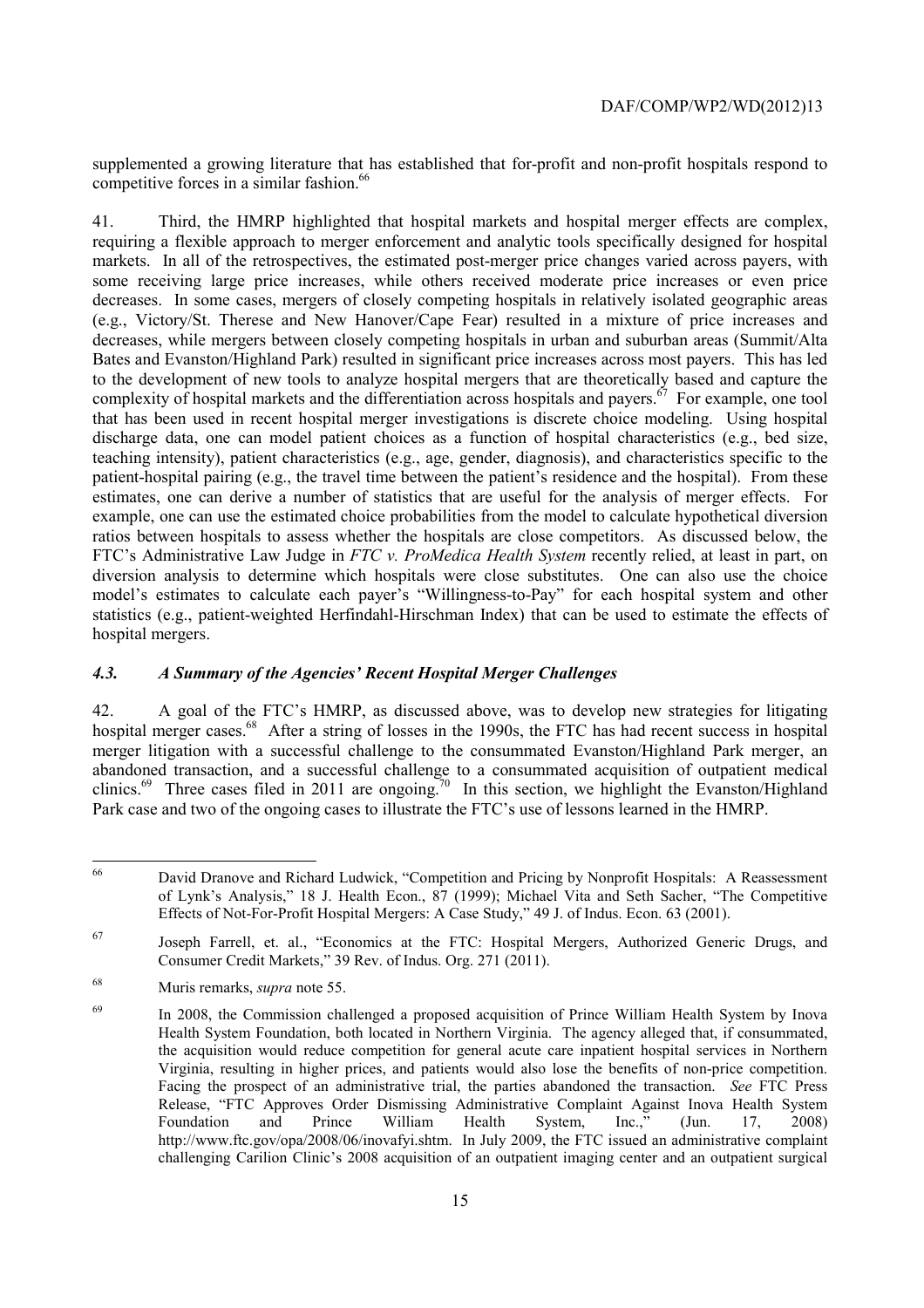supplemented a growing literature that has established that for-profit and non-profit hospitals respond to competitive forces in a similar fashion.[66]

41. Third, the HMRP highlighted that hospital markets and hospital merger effects are complex, requiring a flexible approach to merger enforcement and analytic tools specifically designed for hospital markets. In all of the retrospectives, the estimated post-merger price changes varied across payers, with some receiving large price increases, while others received moderate price increases or even price decreases. In some cases, mergers of closely competing hospitals in relatively isolated geographic areas (e.g., Victory/St. Therese and New Hanover/Cape Fear) resulted in a mixture of price increases and decreases, while mergers between closely competing hospitals in urban and suburban areas (Summit/Alta Bates and Evanston/Highland Park) resulted in significant price increases across most payers. This has led to the development of new tools to analyze hospital mergers that are theoretically based and capture the complexity of hospital markets and the differentiation across hospitals and payers.[67] For example, one tool that has been used in recent hospital merger investigations is discrete choice modeling. Using hospital discharge data, one can model patient choices as a function of hospital characteristics (e.g., bed size, teaching intensity), patient characteristics (e.g., age, gender, diagnosis), and characteristics specific to the patient-hospital pairing (e.g., the travel time between the patient's residence and the hospital). From these estimates, one can derive a number of statistics that are useful for the analysis of merger effects. For example, one can use the estimated choice probabilities from the model to calculate hypothetical diversion ratios between hospitals to assess whether the hospitals are close competitors. As discussed below, the FTC's Administrative Law Judge in *FTC v. ProMedica Health System* recently relied, at least in part, on diversion analysis to determine which hospitals were close substitutes. One can also use the choice model's estimates to calculate each payer's "Willingness-to-Pay" for each hospital system and other statistics (e.g., patient-weighted Herfindahl-Hirschman Index) that can be used to estimate the effects of hospital mergers.

### *4.3. A Summary of the Agencies' Recent Hospital Merger Challenges*

42. A goal of the FTC's HMRP, as discussed above, was to develop new strategies for litigating hospital merger cases.[68] After a string of losses in the 1990s, the FTC has had recent success in hospital merger litigation with a successful challenge to the consummated Evanston/Highland Park merger, an abandoned transaction, and a successful challenge to a consummated acquisition of outpatient medical clinics.[69] Three cases filed in 2011 are ongoing.[70] In this section, we highlight the Evanston/Highland Park case and two of the ongoing cases to illustrate the FTC's use of lessons learned in the HMRP.

---

66 David Dranove and Richard Ludwick, "Competition and Pricing by Nonprofit Hospitals: A Reassessment of Lynk's Analysis," 18 J. Health Econ., 87 (1999); Michael Vita and Seth Sacher, "The Competitive Effects of Not-For-Profit Hospital Mergers: A Case Study," 49 J. of Indus. Econ. 63 (2001).

67 Joseph Farrell, et. al., "Economics at the FTC: Hospital Mergers, Authorized Generic Drugs, and Consumer Credit Markets," 39 Rev. of Indus. Org. 271 (2011).

68 Muris remarks, *supra* note 55.

69 In 2008, the Commission challenged a proposed acquisition of Prince William Health System by Inova Health System Foundation, both located in Northern Virginia. The agency alleged that, if consummated, the acquisition would reduce competition for general acute care inpatient hospital services in Northern Virginia, resulting in higher prices, and patients would also lose the benefits of non-price competition. Facing the prospect of an administrative trial, the parties abandoned the transaction. *See* FTC Press Release, "FTC Approves Order Dismissing Administrative Complaint Against Inova Health System Foundation and Prince William Health System, Inc.," (Jun. 17, 2008) http://www.ftc.gov/opa/2008/06/inovafyi.shtm. In July 2009, the FTC issued an administrative complaint challenging Carilion Clinic's 2008 acquisition of an outpatient imaging center and an outpatient surgical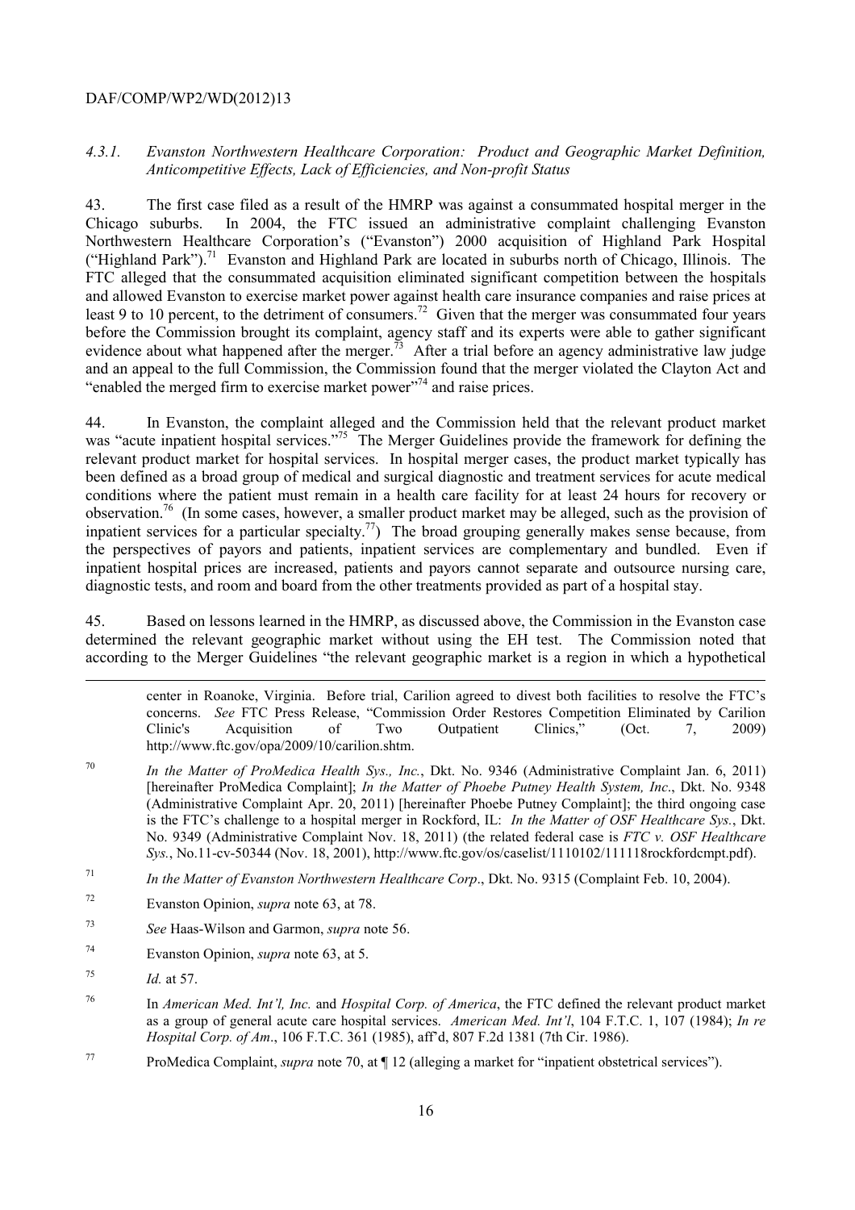#### *4.3.1. Evanston Northwestern Healthcare Corporation: Product and Geographic Market Definition, Anticompetitive Effects, Lack of Efficiencies, and Non-profit Status*

43. The first case filed as a result of the HMRP was against a consummated hospital merger in the Chicago suburbs. In 2004, the FTC issued an administrative complaint challenging Evanston Northwestern Healthcare Corporation's ("Evanston") 2000 acquisition of Highland Park Hospital ("Highland Park").[71] Evanston and Highland Park are located in suburbs north of Chicago, Illinois. The FTC alleged that the consummated acquisition eliminated significant competition between the hospitals and allowed Evanston to exercise market power against health care insurance companies and raise prices at least 9 to 10 percent, to the detriment of consumers.[72] Given that the merger was consummated four years before the Commission brought its complaint, agency staff and its experts were able to gather significant evidence about what happened after the merger.[73] After a trial before an agency administrative law judge and an appeal to the full Commission, the Commission found that the merger violated the Clayton Act and "enabled the merged firm to exercise market power"[74] and raise prices.

44. In Evanston, the complaint alleged and the Commission held that the relevant product market was "acute inpatient hospital services."[75] The Merger Guidelines provide the framework for defining the relevant product market for hospital services. In hospital merger cases, the product market typically has been defined as a broad group of medical and surgical diagnostic and treatment services for acute medical conditions where the patient must remain in a health care facility for at least 24 hours for recovery or observation.[76] (In some cases, however, a smaller product market may be alleged, such as the provision of inpatient services for a particular specialty.[77]) The broad grouping generally makes sense because, from the perspectives of payors and patients, inpatient services are complementary and bundled. Even if inpatient hospital prices are increased, patients and payors cannot separate and outsource nursing care, diagnostic tests, and room and board from the other treatments provided as part of a hospital stay.

45. Based on lessons learned in the HMRP, as discussed above, the Commission in the Evanston case determined the relevant geographic market without using the EH test. The Commission noted that according to the Merger Guidelines "the relevant geographic market is a region in which a hypothetical

---

center in Roanoke, Virginia. Before trial, Carilion agreed to divest both facilities to resolve the FTC's concerns. *See* FTC Press Release, "Commission Order Restores Competition Eliminated by Carilion Clinic's Acquisition of Two Outpatient Clinics," (Oct. 7, 2009) http://www.ftc.gov/opa/2009/10/carilion.shtm.

[70] *In the Matter of ProMedica Health Sys., Inc.*, Dkt. No. 9346 (Administrative Complaint Jan. 6, 2011) [hereinafter ProMedica Complaint]; *In the Matter of Phoebe Putney Health System, Inc*., Dkt. No. 9348 (Administrative Complaint Apr. 20, 2011) [hereinafter Phoebe Putney Complaint]; the third ongoing case is the FTC's challenge to a hospital merger in Rockford, IL: *In the Matter of OSF Healthcare Sys.*, Dkt. No. 9349 (Administrative Complaint Nov. 18, 2011) (the related federal case is *FTC v. OSF Healthcare Sys.*, No.11-cv-50344 (Nov. 18, 2001), http://www.ftc.gov/os/caselist/1110102/111118rockfordcmpt.pdf).

[71] *In the Matter of Evanston Northwestern Healthcare Corp*., Dkt. No. 9315 (Complaint Feb. 10, 2004).

[72] Evanston Opinion, *supra* note 63, at 78.

[73] *See* Haas-Wilson and Garmon, *supra* note 56.

[74] Evanston Opinion, *supra* note 63, at 5.

[75] *Id.* at 57.

[76] In *American Med. Int'l, Inc.* and *Hospital Corp. of America*, the FTC defined the relevant product market as a group of general acute care hospital services. *American Med. Int'l*, 104 F.T.C. 1, 107 (1984); *In re Hospital Corp. of Am*., 106 F.T.C. 361 (1985), aff'd, 807 F.2d 1381 (7th Cir. 1986).

[77] ProMedica Complaint, *supra* note 70, at ¶ 12 (alleging a market for "inpatient obstetrical services").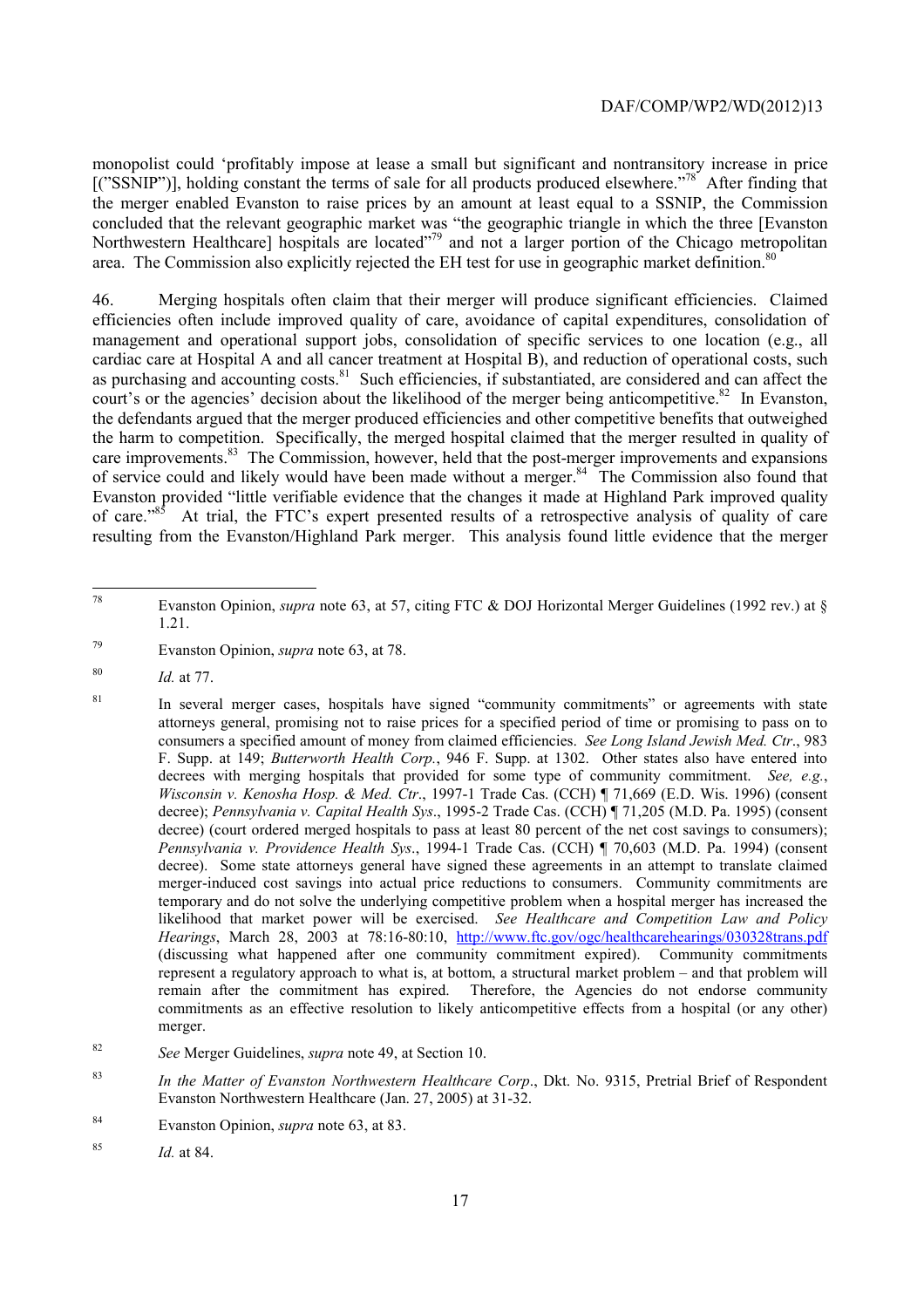monopolist could 'profitably impose at lease a small but significant and nontransitory increase in price [("SSNIP")], holding constant the terms of sale for all products produced elsewhere."[78] After finding that the merger enabled Evanston to raise prices by an amount at least equal to a SSNIP, the Commission concluded that the relevant geographic market was "the geographic triangle in which the three [Evanston Northwestern Healthcare] hospitals are located"[79] and not a larger portion of the Chicago metropolitan area. The Commission also explicitly rejected the EH test for use in geographic market definition.[80]

46. Merging hospitals often claim that their merger will produce significant efficiencies. Claimed efficiencies often include improved quality of care, avoidance of capital expenditures, consolidation of management and operational support jobs, consolidation of specific services to one location (e.g., all cardiac care at Hospital A and all cancer treatment at Hospital B), and reduction of operational costs, such as purchasing and accounting costs.[81] Such efficiencies, if substantiated, are considered and can affect the court's or the agencies' decision about the likelihood of the merger being anticompetitive.[82] In Evanston, the defendants argued that the merger produced efficiencies and other competitive benefits that outweighed the harm to competition. Specifically, the merged hospital claimed that the merger resulted in quality of care improvements.[83] The Commission, however, held that the post-merger improvements and expansions of service could and likely would have been made without a merger.[84] The Commission also found that Evanston provided "little verifiable evidence that the changes it made at Highland Park improved quality of care."[85] At trial, the FTC's expert presented results of a retrospective analysis of quality of care resulting from the Evanston/Highland Park merger. This analysis found little evidence that the merger

---

[78] Evanston Opinion, *supra* note 63, at 57, citing FTC & DOJ Horizontal Merger Guidelines (1992 rev.) at § 1.21.

[79] Evanston Opinion, *supra* note 63, at 78.

[80] *Id.* at 77.

[81] In several merger cases, hospitals have signed "community commitments" or agreements with state attorneys general, promising not to raise prices for a specified period of time or promising to pass on to consumers a specified amount of money from claimed efficiencies. *See Long Island Jewish Med. Ctr*., 983 F. Supp. at 149; *Butterworth Health Corp.*, 946 F. Supp. at 1302. Other states also have entered into decrees with merging hospitals that provided for some type of community commitment. *See, e.g.*, *Wisconsin v. Kenosha Hosp. & Med. Ctr*., 1997-1 Trade Cas. (CCH) ¶ 71,669 (E.D. Wis. 1996) (consent decree); *Pennsylvania v. Capital Health Sys*., 1995-2 Trade Cas. (CCH) ¶ 71,205 (M.D. Pa. 1995) (consent decree) (court ordered merged hospitals to pass at least 80 percent of the net cost savings to consumers); *Pennsylvania v. Providence Health Sys*., 1994-1 Trade Cas. (CCH) ¶ 70,603 (M.D. Pa. 1994) (consent decree). Some state attorneys general have signed these agreements in an attempt to translate claimed merger-induced cost savings into actual price reductions to consumers. Community commitments are temporary and do not solve the underlying competitive problem when a hospital merger has increased the likelihood that market power will be exercised. *See Healthcare and Competition Law and Policy Hearings*, March 28, 2003 at 78:16-80:10, http://www.ftc.gov/ogc/healthcarehearings/030328trans.pdf (discussing what happened after one community commitment expired). Community commitments represent a regulatory approach to what is, at bottom, a structural market problem – and that problem will remain after the commitment has expired. Therefore, the Agencies do not endorse community commitments as an effective resolution to likely anticompetitive effects from a hospital (or any other) merger.

[82] *See* Merger Guidelines, *supra* note 49, at Section 10.

[83] *In the Matter of Evanston Northwestern Healthcare Corp*., Dkt. No. 9315, Pretrial Brief of Respondent Evanston Northwestern Healthcare (Jan. 27, 2005) at 31-32.

[84] Evanston Opinion, *supra* note 63, at 83.

[85] *Id.* at 84.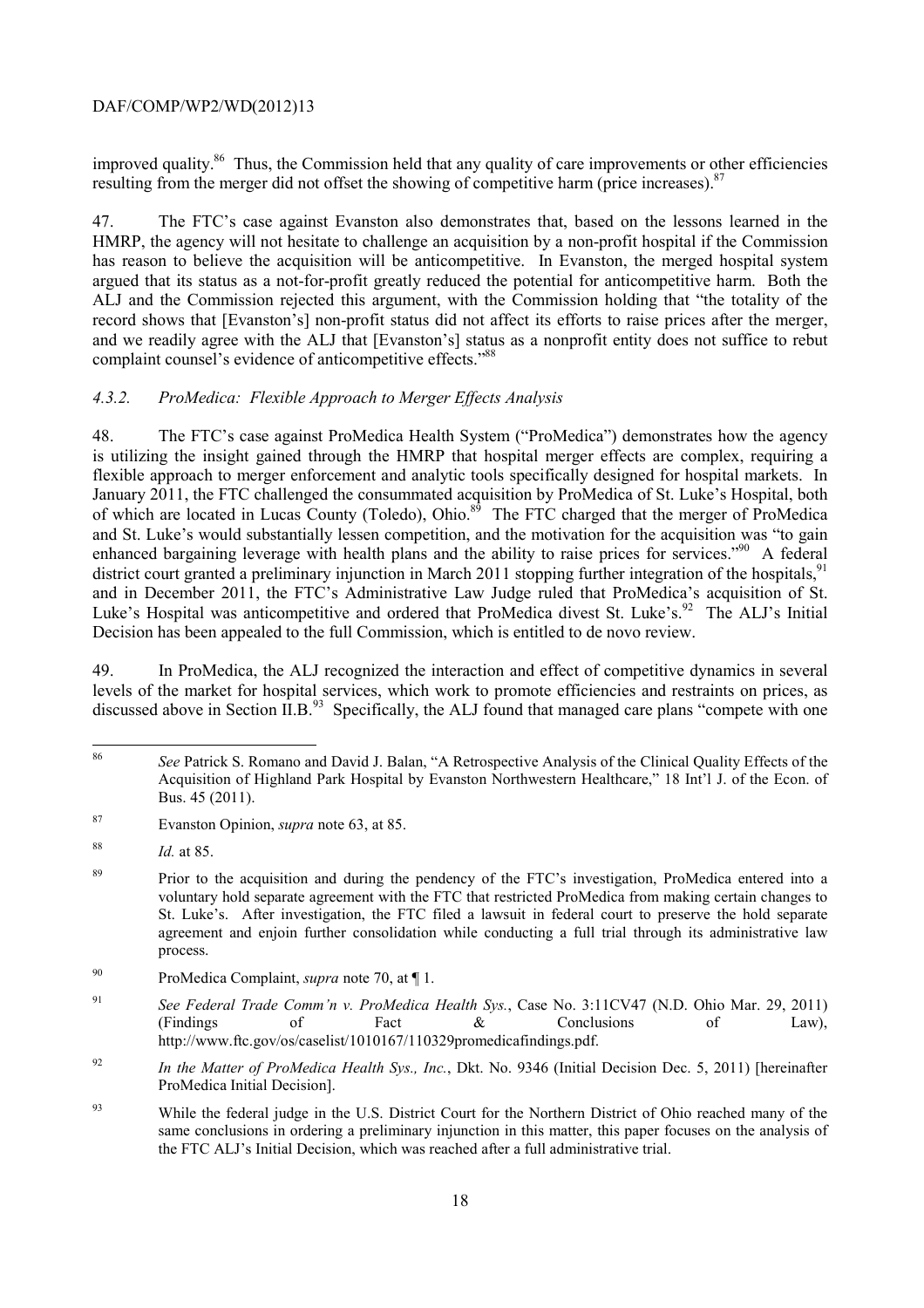improved quality.[86] Thus, the Commission held that any quality of care improvements or other efficiencies resulting from the merger did not offset the showing of competitive harm (price increases).[87]

47. The FTC's case against Evanston also demonstrates that, based on the lessons learned in the HMRP, the agency will not hesitate to challenge an acquisition by a non-profit hospital if the Commission has reason to believe the acquisition will be anticompetitive. In Evanston, the merged hospital system argued that its status as a not-for-profit greatly reduced the potential for anticompetitive harm. Both the ALJ and the Commission rejected this argument, with the Commission holding that "the totality of the record shows that [Evanston's] non-profit status did not affect its efforts to raise prices after the merger, and we readily agree with the ALJ that [Evanston's] status as a nonprofit entity does not suffice to rebut complaint counsel's evidence of anticompetitive effects."[88]

#### *4.3.2. ProMedica: Flexible Approach to Merger Effects Analysis*

48. The FTC's case against ProMedica Health System ("ProMedica") demonstrates how the agency is utilizing the insight gained through the HMRP that hospital merger effects are complex, requiring a flexible approach to merger enforcement and analytic tools specifically designed for hospital markets. In January 2011, the FTC challenged the consummated acquisition by ProMedica of St. Luke's Hospital, both of which are located in Lucas County (Toledo), Ohio.[89] The FTC charged that the merger of ProMedica and St. Luke's would substantially lessen competition, and the motivation for the acquisition was "to gain enhanced bargaining leverage with health plans and the ability to raise prices for services."[90] A federal district court granted a preliminary injunction in March 2011 stopping further integration of the hospitals,[91] and in December 2011, the FTC's Administrative Law Judge ruled that ProMedica's acquisition of St. Luke's Hospital was anticompetitive and ordered that ProMedica divest St. Luke's.[92] The ALJ's Initial Decision has been appealed to the full Commission, which is entitled to de novo review.

49. In ProMedica, the ALJ recognized the interaction and effect of competitive dynamics in several levels of the market for hospital services, which work to promote efficiencies and restraints on prices, as discussed above in Section II.B.[93] Specifically, the ALJ found that managed care plans "compete with one

---

[86] *See* Patrick S. Romano and David J. Balan, "A Retrospective Analysis of the Clinical Quality Effects of the Acquisition of Highland Park Hospital by Evanston Northwestern Healthcare," 18 Int'l J. of the Econ. of Bus. 45 (2011).

[87] Evanston Opinion, *supra* note 63, at 85.

[88] *Id.* at 85.

[89] Prior to the acquisition and during the pendency of the FTC's investigation, ProMedica entered into a voluntary hold separate agreement with the FTC that restricted ProMedica from making certain changes to St. Luke's. After investigation, the FTC filed a lawsuit in federal court to preserve the hold separate agreement and enjoin further consolidation while conducting a full trial through its administrative law process.

[90] ProMedica Complaint, *supra* note 70, at ¶ 1.

[91] *See Federal Trade Comm'n v. ProMedica Health Sys.*, Case No. 3:11CV47 (N.D. Ohio Mar. 29, 2011) (Findings of Fact & Conclusions of Law), http://www.ftc.gov/os/caselist/1010167/110329promedicafindings.pdf.

[92] *In the Matter of ProMedica Health Sys., Inc.*, Dkt. No. 9346 (Initial Decision Dec. 5, 2011) [hereinafter ProMedica Initial Decision].

[93] While the federal judge in the U.S. District Court for the Northern District of Ohio reached many of the same conclusions in ordering a preliminary injunction in this matter, this paper focuses on the analysis of the FTC ALJ's Initial Decision, which was reached after a full administrative trial.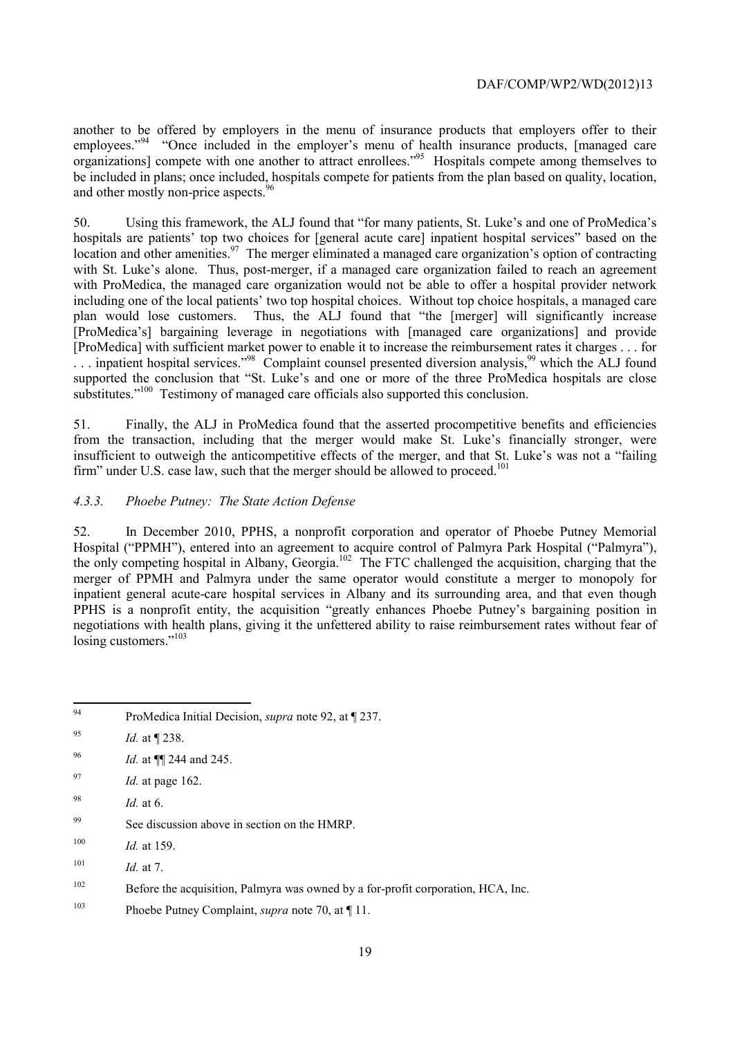another to be offered by employers in the menu of insurance products that employers offer to their employees."[94] "Once included in the employer's menu of health insurance products, [managed care organizations] compete with one another to attract enrollees."[95] Hospitals compete among themselves to be included in plans; once included, hospitals compete for patients from the plan based on quality, location, and other mostly non-price aspects.[96]

50. Using this framework, the ALJ found that "for many patients, St. Luke's and one of ProMedica's hospitals are patients' top two choices for [general acute care] inpatient hospital services" based on the location and other amenities.[97] The merger eliminated a managed care organization's option of contracting with St. Luke's alone. Thus, post-merger, if a managed care organization failed to reach an agreement with ProMedica, the managed care organization would not be able to offer a hospital provider network including one of the local patients' two top hospital choices. Without top choice hospitals, a managed care plan would lose customers. Thus, the ALJ found that "the [merger] will significantly increase [ProMedica's] bargaining leverage in negotiations with [managed care organizations] and provide [ProMedica] with sufficient market power to enable it to increase the reimbursement rates it charges . . . for . . . inpatient hospital services."[98] Complaint counsel presented diversion analysis,[99] which the ALJ found supported the conclusion that "St. Luke's and one or more of the three ProMedica hospitals are close substitutes."[100] Testimony of managed care officials also supported this conclusion.

51. Finally, the ALJ in ProMedica found that the asserted procompetitive benefits and efficiencies from the transaction, including that the merger would make St. Luke's financially stronger, were insufficient to outweigh the anticompetitive effects of the merger, and that St. Luke's was not a "failing firm" under U.S. case law, such that the merger should be allowed to proceed.[101]

#### *4.3.3. Phoebe Putney: The State Action Defense*

52. In December 2010, PPHS, a nonprofit corporation and operator of Phoebe Putney Memorial Hospital ("PPMH"), entered into an agreement to acquire control of Palmyra Park Hospital ("Palmyra"), the only competing hospital in Albany, Georgia.[102] The FTC challenged the acquisition, charging that the merger of PPMH and Palmyra under the same operator would constitute a merger to monopoly for inpatient general acute-care hospital services in Albany and its surrounding area, and that even though PPHS is a nonprofit entity, the acquisition "greatly enhances Phoebe Putney's bargaining position in negotiations with health plans, giving it the unfettered ability to raise reimbursement rates without fear of losing customers."[103]

---

[94] ProMedica Initial Decision, *supra* note 92, at ¶ 237.

[95] *Id.* at ¶ 238.

[96] *Id.* at ¶¶ 244 and 245.

[97] *Id.* at page 162.

[98] *Id.* at 6.

[99] See discussion above in section on the HMRP.

[100] *Id.* at 159.

[101] *Id.* at 7.

[102] Before the acquisition, Palmyra was owned by a for-profit corporation, HCA, Inc.

[103] Phoebe Putney Complaint, *supra* note 70, at ¶ 11.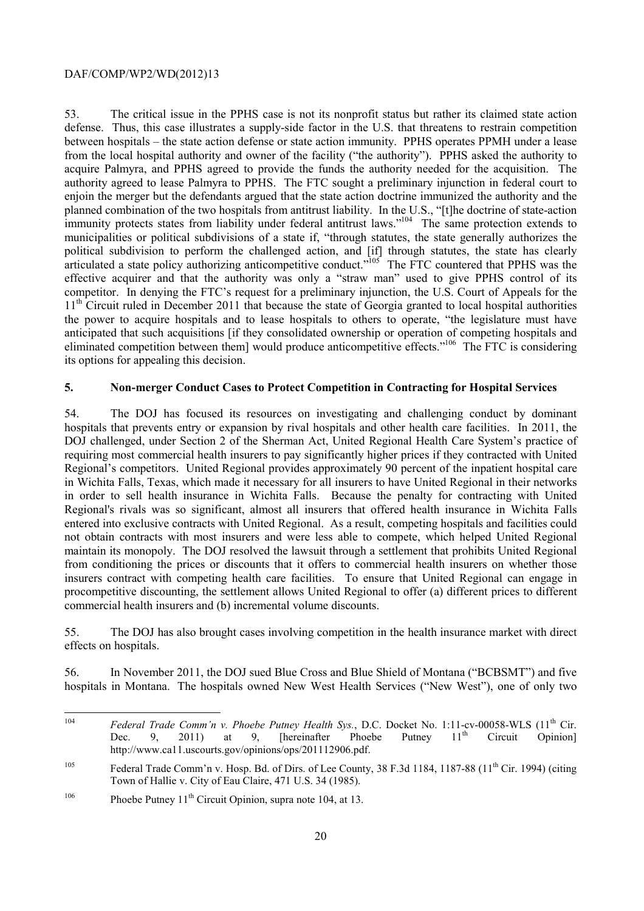53. The critical issue in the PPHS case is not its nonprofit status but rather its claimed state action defense. Thus, this case illustrates a supply-side factor in the U.S. that threatens to restrain competition between hospitals – the state action defense or state action immunity. PPHS operates PPMH under a lease from the local hospital authority and owner of the facility ("the authority"). PPHS asked the authority to acquire Palmyra, and PPHS agreed to provide the funds the authority needed for the acquisition. The authority agreed to lease Palmyra to PPHS. The FTC sought a preliminary injunction in federal court to enjoin the merger but the defendants argued that the state action doctrine immunized the authority and the planned combination of the two hospitals from antitrust liability. In the U.S., "[t]he doctrine of state-action immunity protects states from liability under federal antitrust laws."[104] The same protection extends to municipalities or political subdivisions of a state if, "through statutes, the state generally authorizes the political subdivision to perform the challenged action, and [if] through statutes, the state has clearly articulated a state policy authorizing anticompetitive conduct."[105] The FTC countered that PPHS was the effective acquirer and that the authority was only a "straw man" used to give PPHS control of its competitor. In denying the FTC's request for a preliminary injunction, the U.S. Court of Appeals for the 11th Circuit ruled in December 2011 that because the state of Georgia granted to local hospital authorities the power to acquire hospitals and to lease hospitals to others to operate, "the legislature must have anticipated that such acquisitions [if they consolidated ownership or operation of competing hospitals and eliminated competition between them] would produce anticompetitive effects."[106] The FTC is considering its options for appealing this decision.

## 5. Non-merger Conduct Cases to Protect Competition in Contracting for Hospital Services

54. The DOJ has focused its resources on investigating and challenging conduct by dominant hospitals that prevents entry or expansion by rival hospitals and other health care facilities. In 2011, the DOJ challenged, under Section 2 of the Sherman Act, United Regional Health Care System's practice of requiring most commercial health insurers to pay significantly higher prices if they contracted with United Regional's competitors. United Regional provides approximately 90 percent of the inpatient hospital care in Wichita Falls, Texas, which made it necessary for all insurers to have United Regional in their networks in order to sell health insurance in Wichita Falls. Because the penalty for contracting with United Regional's rivals was so significant, almost all insurers that offered health insurance in Wichita Falls entered into exclusive contracts with United Regional. As a result, competing hospitals and facilities could not obtain contracts with most insurers and were less able to compete, which helped United Regional maintain its monopoly. The DOJ resolved the lawsuit through a settlement that prohibits United Regional from conditioning the prices or discounts that it offers to commercial health insurers on whether those insurers contract with competing health care facilities. To ensure that United Regional can engage in procompetitive discounting, the settlement allows United Regional to offer (a) different prices to different commercial health insurers and (b) incremental volume discounts.

55. The DOJ has also brought cases involving competition in the health insurance market with direct effects on hospitals.

56. In November 2011, the DOJ sued Blue Cross and Blue Shield of Montana ("BCBSMT") and five hospitals in Montana. The hospitals owned New West Health Services ("New West"), one of only two

---

[104] *Federal Trade Comm'n v. Phoebe Putney Health Sys.*, D.C. Docket No. 1:11-cv-00058-WLS (11th Cir. Dec. 9, 2011) at 9, [hereinafter Phoebe Putney 11th Circuit Opinion] http://www.ca11.uscourts.gov/opinions/ops/201112906.pdf.

[105] Federal Trade Comm'n v. Hosp. Bd. of Dirs. of Lee County, 38 F.3d 1184, 1187-88 (11th Cir. 1994) (citing Town of Hallie v. City of Eau Claire, 471 U.S. 34 (1985).

[106] Phoebe Putney 11th Circuit Opinion, supra note 104, at 13.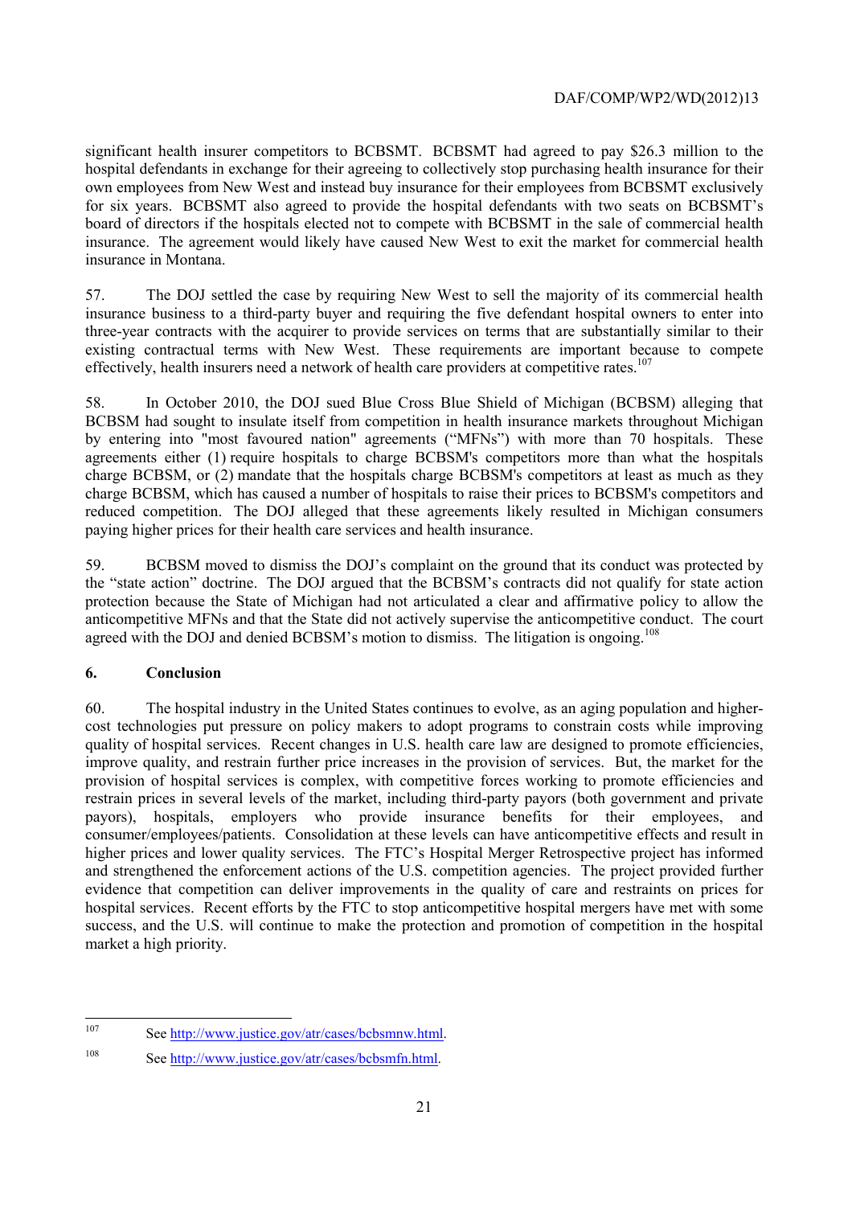significant health insurer competitors to BCBSMT. BCBSMT had agreed to pay $26.3 million to the hospital defendants in exchange for their agreeing to collectively stop purchasing health insurance for their own employees from New West and instead buy insurance for their employees from BCBSMT exclusively for six years. BCBSMT also agreed to provide the hospital defendants with two seats on BCBSMT's board of directors if the hospitals elected not to compete with BCBSMT in the sale of commercial health insurance. The agreement would likely have caused New West to exit the market for commercial health insurance in Montana.

57. The DOJ settled the case by requiring New West to sell the majority of its commercial health insurance business to a third-party buyer and requiring the five defendant hospital owners to enter into three-year contracts with the acquirer to provide services on terms that are substantially similar to their existing contractual terms with New West. These requirements are important because to compete effectively, health insurers need a network of health care providers at competitive rates.[107]

58. In October 2010, the DOJ sued Blue Cross Blue Shield of Michigan (BCBSM) alleging that BCBSM had sought to insulate itself from competition in health insurance markets throughout Michigan by entering into "most favoured nation" agreements ("MFNs") with more than 70 hospitals. These agreements either (1) require hospitals to charge BCBSM's competitors more than what the hospitals charge BCBSM, or (2) mandate that the hospitals charge BCBSM's competitors at least as much as they charge BCBSM, which has caused a number of hospitals to raise their prices to BCBSM's competitors and reduced competition. The DOJ alleged that these agreements likely resulted in Michigan consumers paying higher prices for their health care services and health insurance.

59. BCBSM moved to dismiss the DOJ's complaint on the ground that its conduct was protected by the "state action" doctrine. The DOJ argued that the BCBSM's contracts did not qualify for state action protection because the State of Michigan had not articulated a clear and affirmative policy to allow the anticompetitive MFNs and that the State did not actively supervise the anticompetitive conduct. The court agreed with the DOJ and denied BCBSM's motion to dismiss. The litigation is ongoing.[108]

## 6. Conclusion

60. The hospital industry in the United States continues to evolve, as an aging population and higher-cost technologies put pressure on policy makers to adopt programs to constrain costs while improving quality of hospital services. Recent changes in U.S. health care law are designed to promote efficiencies, improve quality, and restrain further price increases in the provision of services. But, the market for the provision of hospital services is complex, with competitive forces working to promote efficiencies and restrain prices in several levels of the market, including third-party payors (both government and private payors), hospitals, employers who provide insurance benefits for their employees, and consumer/employees/patients. Consolidation at these levels can have anticompetitive effects and result in higher prices and lower quality services. The FTC's Hospital Merger Retrospective project has informed and strengthened the enforcement actions of the U.S. competition agencies. The project provided further evidence that competition can deliver improvements in the quality of care and restraints on prices for hospital services. Recent efforts by the FTC to stop anticompetitive hospital mergers have met with some success, and the U.S. will continue to make the protection and promotion of competition in the hospital market a high priority.

---

[107] See http://www.justice.gov/atr/cases/bcbsmnw.html.

[108] See http://www.justice.gov/atr/cases/bcbsmfn.html.